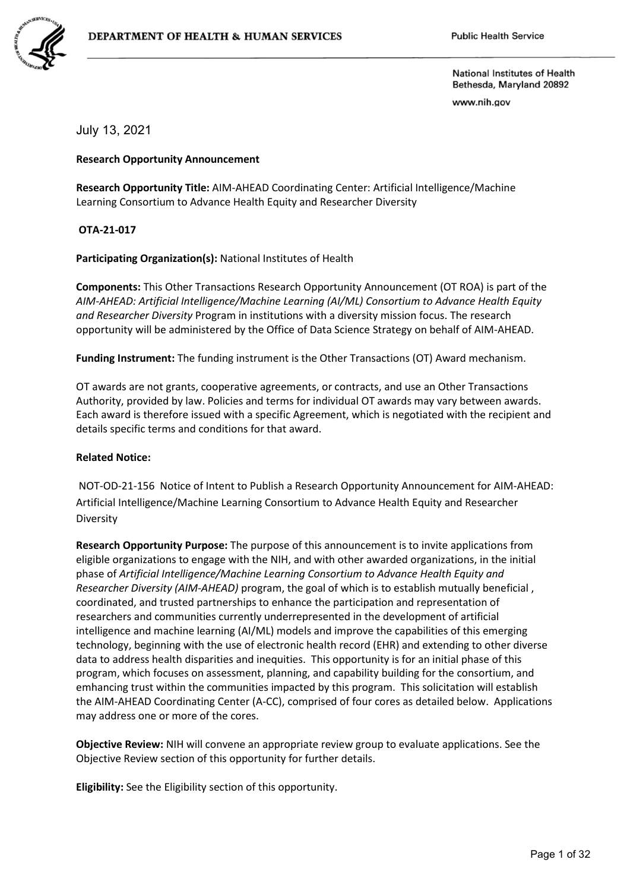DEPARTMENT OF HEALTH & HUMAN SERVICES

Public Health Service

National Institutes of Health
Bethesda, Maryland 20892
www.nih.gov

July 13, 2021

**Research Opportunity Announcement**

**Research Opportunity Title:** AIM-AHEAD Coordinating Center: Artificial Intelligence/Machine Learning Consortium to Advance Health Equity and Researcher Diversity

**OTA-21-017**

**Participating Organization(s):** National Institutes of Health

**Components:** This Other Transactions Research Opportunity Announcement (OT ROA) is part of the *AIM-AHEAD: Artificial Intelligence/Machine Learning (AI/ML) Consortium to Advance Health Equity and Researcher Diversity* Program in institutions with a diversity mission focus. The research opportunity will be administered by the Office of Data Science Strategy on behalf of AIM-AHEAD.

**Funding Instrument:** The funding instrument is the Other Transactions (OT) Award mechanism.

OT awards are not grants, cooperative agreements, or contracts, and use an Other Transactions Authority, provided by law. Policies and terms for individual OT awards may vary between awards. Each award is therefore issued with a specific Agreement, which is negotiated with the recipient and details specific terms and conditions for that award.

**Related Notice:**

NOT-OD-21-156 Notice of Intent to Publish a Research Opportunity Announcement for AIM-AHEAD: Artificial Intelligence/Machine Learning Consortium to Advance Health Equity and Researcher Diversity

**Research Opportunity Purpose:** The purpose of this announcement is to invite applications from eligible organizations to engage with the NIH, and with other awarded organizations, in the initial phase of *Artificial Intelligence/Machine Learning Consortium to Advance Health Equity and Researcher Diversity (AIM-AHEAD)* program, the goal of which is to establish mutually beneficial , coordinated, and trusted partnerships to enhance the participation and representation of researchers and communities currently underrepresented in the development of artificial intelligence and machine learning (AI/ML) models and improve the capabilities of this emerging technology, beginning with the use of electronic health record (EHR) and extending to other diverse data to address health disparities and inequities. This opportunity is for an initial phase of this program, which focuses on assessment, planning, and capability building for the consortium, and emhancing trust within the communities impacted by this program. This solicitation will establish the AIM-AHEAD Coordinating Center (A-CC), comprised of four cores as detailed below. Applications may address one or more of the cores.

**Objective Review:** NIH will convene an appropriate review group to evaluate applications. See the Objective Review section of this opportunity for further details.

**Eligibility:** See the Eligibility section of this opportunity.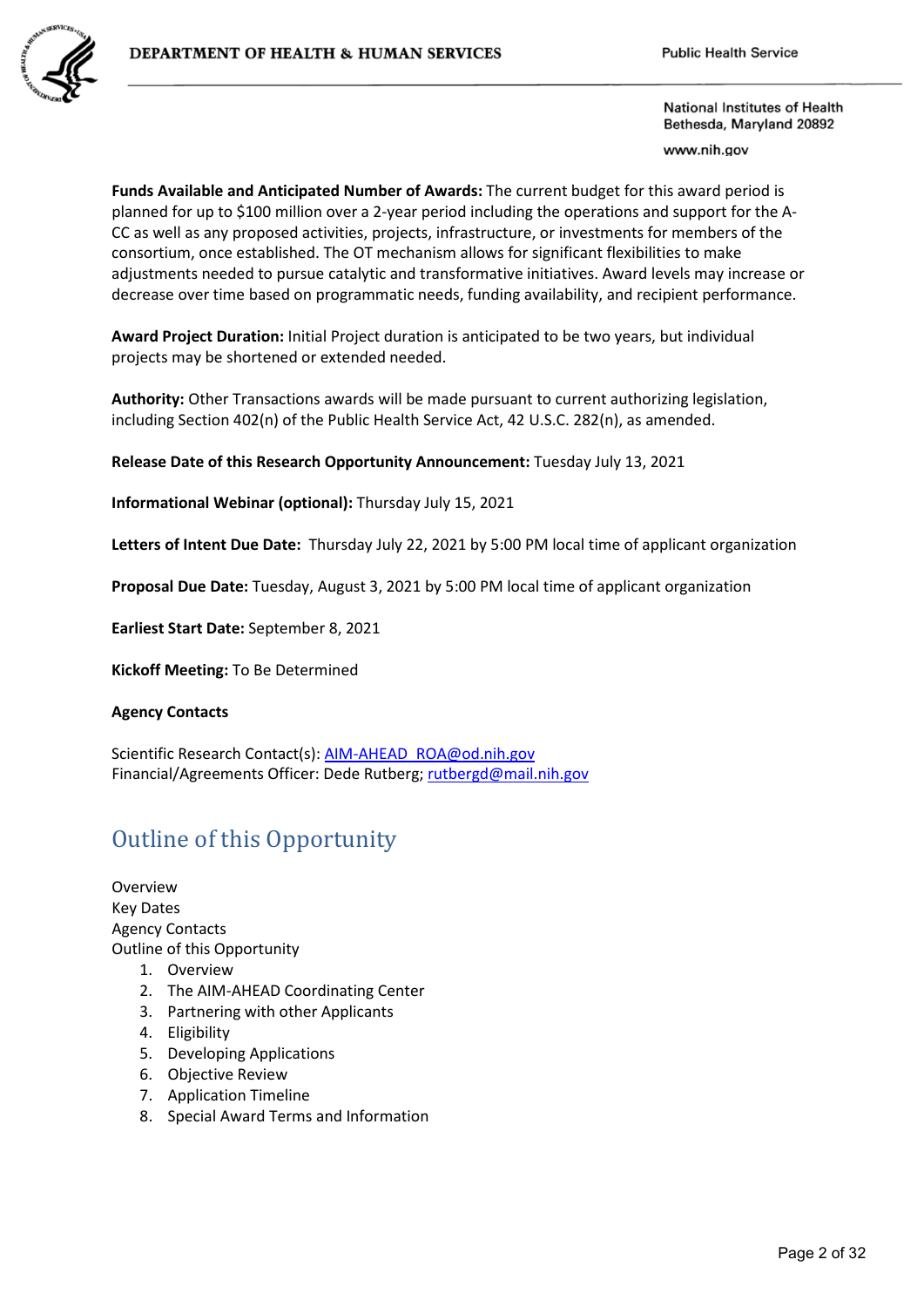**Funds Available and Anticipated Number of Awards:** The current budget for this award period is planned for up to $100 million over a 2-year period including the operations and support for the A-CC as well as any proposed activities, projects, infrastructure, or investments for members of the consortium, once established. The OT mechanism allows for significant flexibilities to make adjustments needed to pursue catalytic and transformative initiatives. Award levels may increase or decrease over time based on programmatic needs, funding availability, and recipient performance.

**Award Project Duration:** Initial Project duration is anticipated to be two years, but individual projects may be shortened or extended needed.

**Authority:** Other Transactions awards will be made pursuant to current authorizing legislation, including Section 402(n) of the Public Health Service Act, 42 U.S.C. 282(n), as amended.

**Release Date of this Research Opportunity Announcement:** Tuesday July 13, 2021

**Informational Webinar (optional):** Thursday July 15, 2021

**Letters of Intent Due Date:** Thursday July 22, 2021 by 5:00 PM local time of applicant organization

**Proposal Due Date:** Tuesday, August 3, 2021 by 5:00 PM local time of applicant organization

**Earliest Start Date:** September 8, 2021

**Kickoff Meeting:** To Be Determined

**Agency Contacts**

Scientific Research Contact(s): AIM-AHEAD_ROA@od.nih.gov
Financial/Agreements Officer: Dede Rutberg; rutbergd@mail.nih.gov

# Outline of this Opportunity

Overview
Key Dates
Agency Contacts
Outline of this Opportunity

1. Overview
2. The AIM-AHEAD Coordinating Center
3. Partnering with other Applicants
4. Eligibility
5. Developing Applications
6. Objective Review
7. Application Timeline
8. Special Award Terms and Information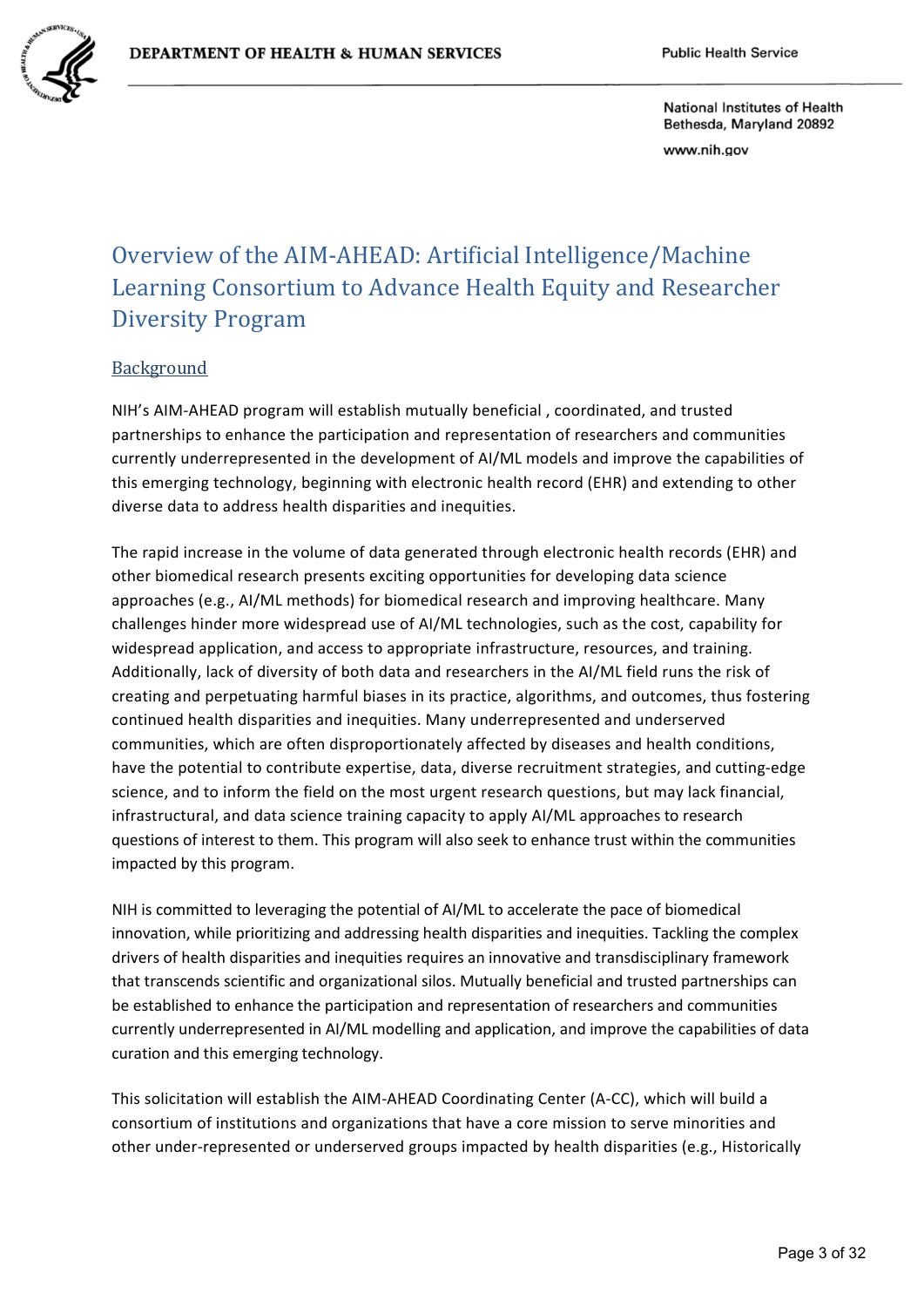# Overview of the AIM-AHEAD: Artificial Intelligence/Machine Learning Consortium to Advance Health Equity and Researcher Diversity Program

## Background

NIH's AIM-AHEAD program will establish mutually beneficial , coordinated, and trusted partnerships to enhance the participation and representation of researchers and communities currently underrepresented in the development of AI/ML models and improve the capabilities of this emerging technology, beginning with electronic health record (EHR) and extending to other diverse data to address health disparities and inequities.

The rapid increase in the volume of data generated through electronic health records (EHR) and other biomedical research presents exciting opportunities for developing data science approaches (e.g., AI/ML methods) for biomedical research and improving healthcare. Many challenges hinder more widespread use of AI/ML technologies, such as the cost, capability for widespread application, and access to appropriate infrastructure, resources, and training. Additionally, lack of diversity of both data and researchers in the AI/ML field runs the risk of creating and perpetuating harmful biases in its practice, algorithms, and outcomes, thus fostering continued health disparities and inequities. Many underrepresented and underserved communities, which are often disproportionately affected by diseases and health conditions, have the potential to contribute expertise, data, diverse recruitment strategies, and cutting-edge science, and to inform the field on the most urgent research questions, but may lack financial, infrastructural, and data science training capacity to apply AI/ML approaches to research questions of interest to them. This program will also seek to enhance trust within the communities impacted by this program.

NIH is committed to leveraging the potential of AI/ML to accelerate the pace of biomedical innovation, while prioritizing and addressing health disparities and inequities. Tackling the complex drivers of health disparities and inequities requires an innovative and transdisciplinary framework that transcends scientific and organizational silos. Mutually beneficial and trusted partnerships can be established to enhance the participation and representation of researchers and communities currently underrepresented in AI/ML modelling and application, and improve the capabilities of data curation and this emerging technology.

This solicitation will establish the AIM-AHEAD Coordinating Center (A-CC), which will build a consortium of institutions and organizations that have a core mission to serve minorities and other under-represented or underserved groups impacted by health disparities (e.g., Historically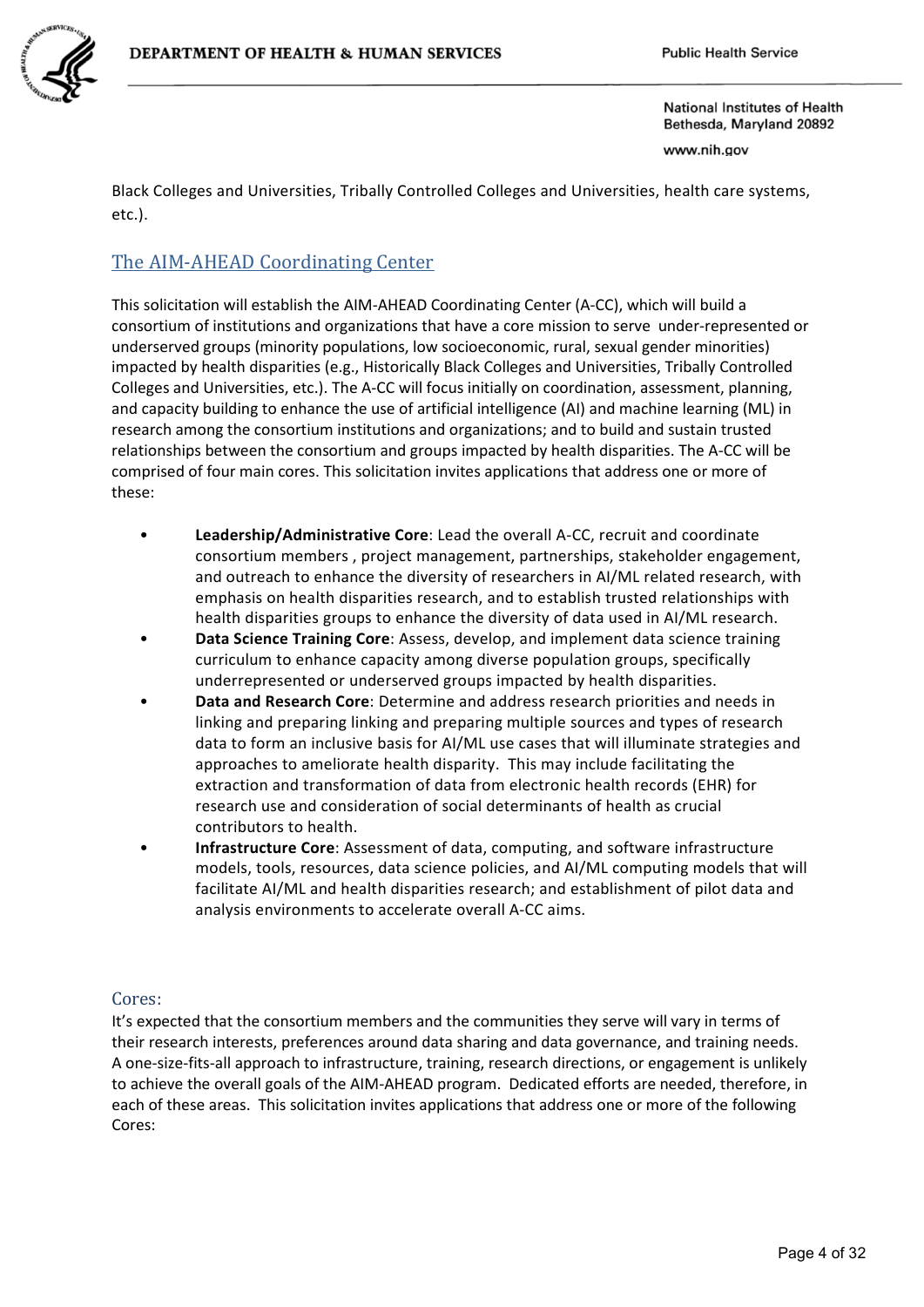Black Colleges and Universities, Tribally Controlled Colleges and Universities, health care systems, etc.).

## The AIM-AHEAD Coordinating Center

This solicitation will establish the AIM-AHEAD Coordinating Center (A-CC), which will build a consortium of institutions and organizations that have a core mission to serve under-represented or underserved groups (minority populations, low socioeconomic, rural, sexual gender minorities) impacted by health disparities (e.g., Historically Black Colleges and Universities, Tribally Controlled Colleges and Universities, etc.). The A-CC will focus initially on coordination, assessment, planning, and capacity building to enhance the use of artificial intelligence (AI) and machine learning (ML) in research among the consortium institutions and organizations; and to build and sustain trusted relationships between the consortium and groups impacted by health disparities. The A-CC will be comprised of four main cores. This solicitation invites applications that address one or more of these:

- **Leadership/Administrative Core**: Lead the overall A-CC, recruit and coordinate consortium members , project management, partnerships, stakeholder engagement, and outreach to enhance the diversity of researchers in AI/ML related research, with emphasis on health disparities research, and to establish trusted relationships with health disparities groups to enhance the diversity of data used in AI/ML research.
- **Data Science Training Core**: Assess, develop, and implement data science training curriculum to enhance capacity among diverse population groups, specifically underrepresented or underserved groups impacted by health disparities.
- **Data and Research Core**: Determine and address research priorities and needs in linking and preparing linking and preparing multiple sources and types of research data to form an inclusive basis for AI/ML use cases that will illuminate strategies and approaches to ameliorate health disparity. This may include facilitating the extraction and transformation of data from electronic health records (EHR) for research use and consideration of social determinants of health as crucial contributors to health.
- **Infrastructure Core**: Assessment of data, computing, and software infrastructure models, tools, resources, data science policies, and AI/ML computing models that will facilitate AI/ML and health disparities research; and establishment of pilot data and analysis environments to accelerate overall A-CC aims.

### Cores:

It's expected that the consortium members and the communities they serve will vary in terms of their research interests, preferences around data sharing and data governance, and training needs. A one-size-fits-all approach to infrastructure, training, research directions, or engagement is unlikely to achieve the overall goals of the AIM-AHEAD program. Dedicated efforts are needed, therefore, in each of these areas. This solicitation invites applications that address one or more of the following Cores: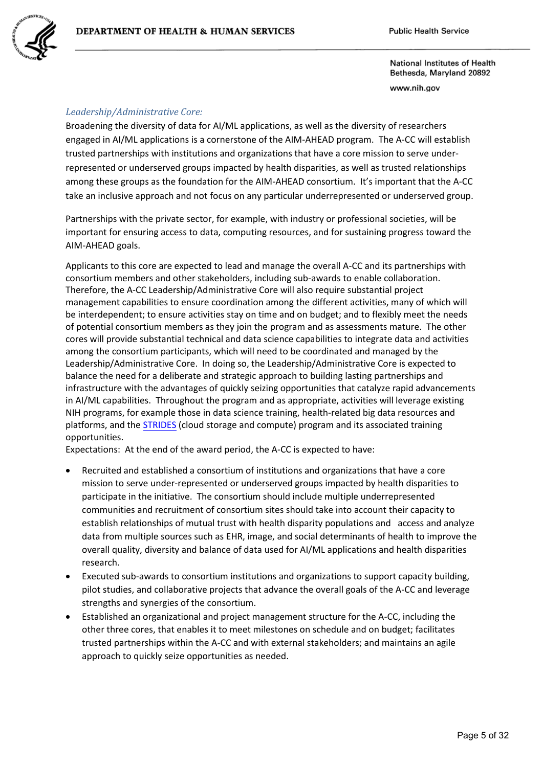*Leadership/Administrative Core:*

Broadening the diversity of data for AI/ML applications, as well as the diversity of researchers engaged in AI/ML applications is a cornerstone of the AIM-AHEAD program. The A-CC will establish trusted partnerships with institutions and organizations that have a core mission to serve under-represented or underserved groups impacted by health disparities, as well as trusted relationships among these groups as the foundation for the AIM-AHEAD consortium. It's important that the A-CC take an inclusive approach and not focus on any particular underrepresented or underserved group.

Partnerships with the private sector, for example, with industry or professional societies, will be important for ensuring access to data, computing resources, and for sustaining progress toward the AIM-AHEAD goals.

Applicants to this core are expected to lead and manage the overall A-CC and its partnerships with consortium members and other stakeholders, including sub-awards to enable collaboration. Therefore, the A-CC Leadership/Administrative Core will also require substantial project management capabilities to ensure coordination among the different activities, many of which will be interdependent; to ensure activities stay on time and on budget; and to flexibly meet the needs of potential consortium members as they join the program and as assessments mature. The other cores will provide substantial technical and data science capabilities to integrate data and activities among the consortium participants, which will need to be coordinated and managed by the Leadership/Administrative Core. In doing so, the Leadership/Administrative Core is expected to balance the need for a deliberate and strategic approach to building lasting partnerships and infrastructure with the advantages of quickly seizing opportunities that catalyze rapid advancements in AI/ML capabilities. Throughout the program and as appropriate, activities will leverage existing NIH programs, for example those in data science training, health-related big data resources and platforms, and the STRIDES (cloud storage and compute) program and its associated training opportunities.

Expectations: At the end of the award period, the A-CC is expected to have:

- Recruited and established a consortium of institutions and organizations that have a core mission to serve under-represented or underserved groups impacted by health disparities to participate in the initiative. The consortium should include multiple underrepresented communities and recruitment of consortium sites should take into account their capacity to establish relationships of mutual trust with health disparity populations and access and analyze data from multiple sources such as EHR, image, and social determinants of health to improve the overall quality, diversity and balance of data used for AI/ML applications and health disparities research.
- Executed sub-awards to consortium institutions and organizations to support capacity building, pilot studies, and collaborative projects that advance the overall goals of the A-CC and leverage strengths and synergies of the consortium.
- Established an organizational and project management structure for the A-CC, including the other three cores, that enables it to meet milestones on schedule and on budget; facilitates trusted partnerships within the A-CC and with external stakeholders; and maintains an agile approach to quickly seize opportunities as needed.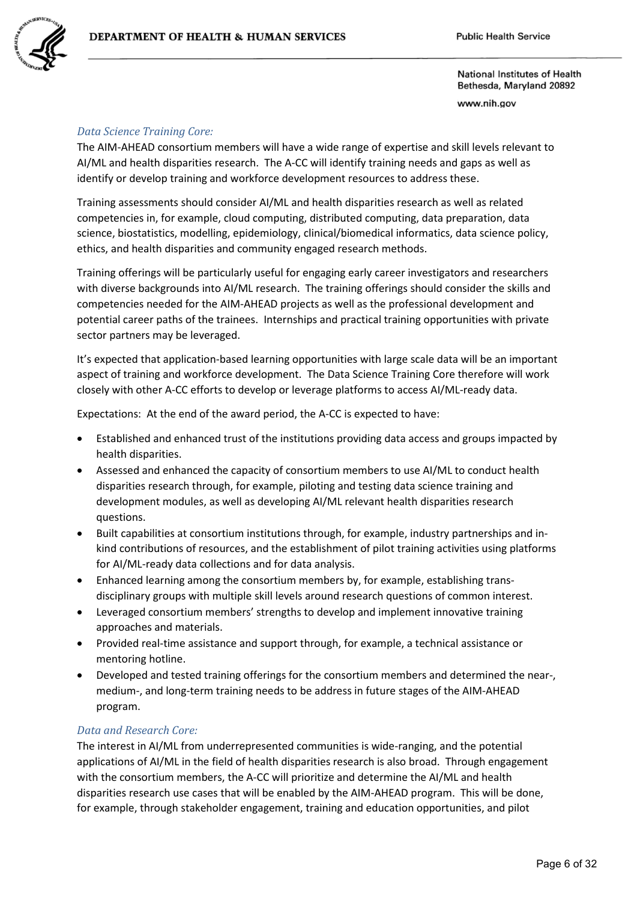*Data Science Training Core:*

The AIM-AHEAD consortium members will have a wide range of expertise and skill levels relevant to AI/ML and health disparities research. The A-CC will identify training needs and gaps as well as identify or develop training and workforce development resources to address these.

Training assessments should consider AI/ML and health disparities research as well as related competencies in, for example, cloud computing, distributed computing, data preparation, data science, biostatistics, modelling, epidemiology, clinical/biomedical informatics, data science policy, ethics, and health disparities and community engaged research methods.

Training offerings will be particularly useful for engaging early career investigators and researchers with diverse backgrounds into AI/ML research. The training offerings should consider the skills and competencies needed for the AIM-AHEAD projects as well as the professional development and potential career paths of the trainees. Internships and practical training opportunities with private sector partners may be leveraged.

It's expected that application-based learning opportunities with large scale data will be an important aspect of training and workforce development. The Data Science Training Core therefore will work closely with other A-CC efforts to develop or leverage platforms to access AI/ML-ready data.

Expectations: At the end of the award period, the A-CC is expected to have:

- Established and enhanced trust of the institutions providing data access and groups impacted by health disparities.
- Assessed and enhanced the capacity of consortium members to use AI/ML to conduct health disparities research through, for example, piloting and testing data science training and development modules, as well as developing AI/ML relevant health disparities research questions.
- Built capabilities at consortium institutions through, for example, industry partnerships and in-kind contributions of resources, and the establishment of pilot training activities using platforms for AI/ML-ready data collections and for data analysis.
- Enhanced learning among the consortium members by, for example, establishing trans-disciplinary groups with multiple skill levels around research questions of common interest.
- Leveraged consortium members' strengths to develop and implement innovative training approaches and materials.
- Provided real-time assistance and support through, for example, a technical assistance or mentoring hotline.
- Developed and tested training offerings for the consortium members and determined the near-, medium-, and long-term training needs to be address in future stages of the AIM-AHEAD program.

*Data and Research Core:*

The interest in AI/ML from underrepresented communities is wide-ranging, and the potential applications of AI/ML in the field of health disparities research is also broad. Through engagement with the consortium members, the A-CC will prioritize and determine the AI/ML and health disparities research use cases that will be enabled by the AIM-AHEAD program. This will be done, for example, through stakeholder engagement, training and education opportunities, and pilot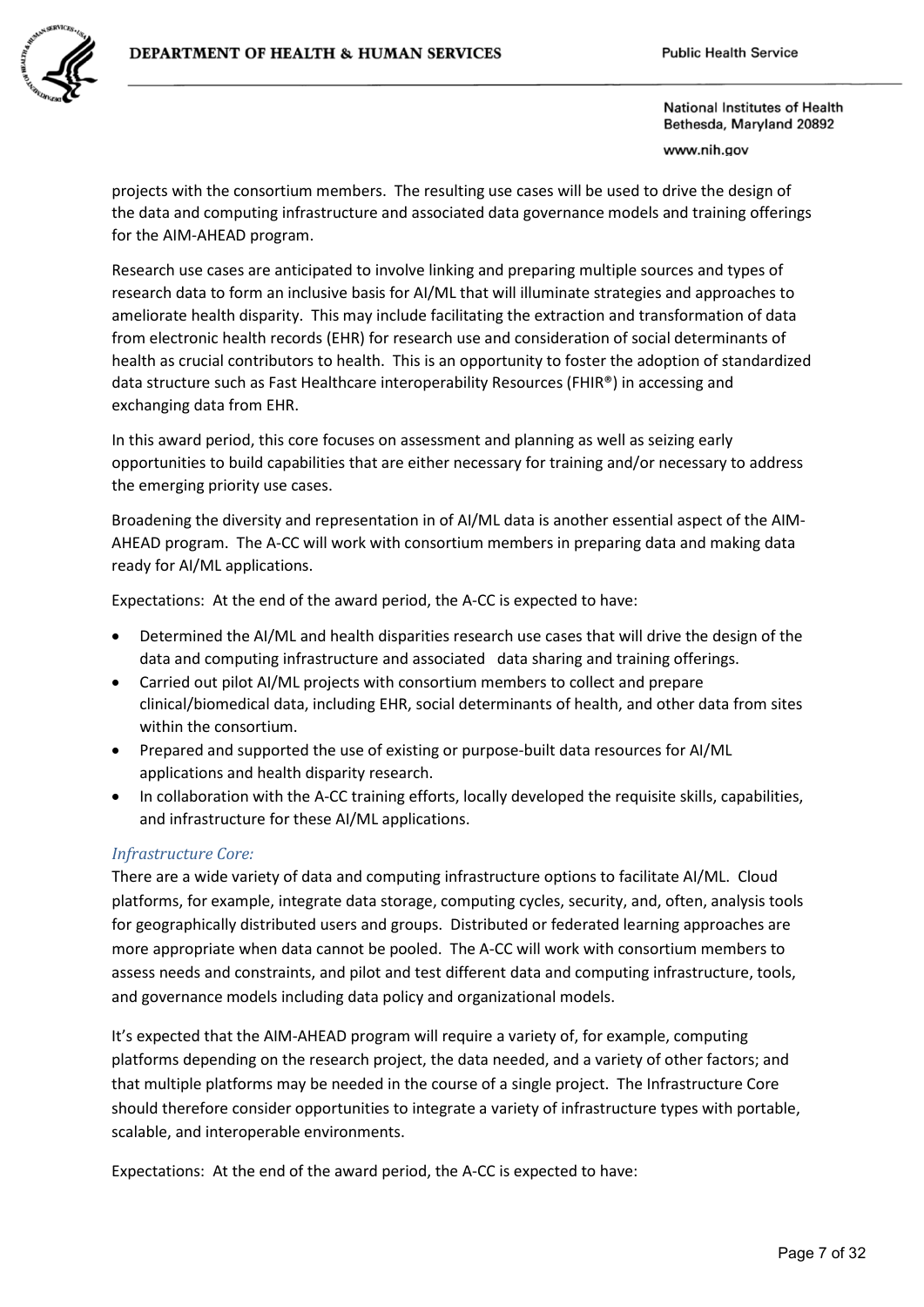projects with the consortium members. The resulting use cases will be used to drive the design of the data and computing infrastructure and associated data governance models and training offerings for the AIM-AHEAD program.

Research use cases are anticipated to involve linking and preparing multiple sources and types of research data to form an inclusive basis for AI/ML that will illuminate strategies and approaches to ameliorate health disparity. This may include facilitating the extraction and transformation of data from electronic health records (EHR) for research use and consideration of social determinants of health as crucial contributors to health. This is an opportunity to foster the adoption of standardized data structure such as Fast Healthcare interoperability Resources (FHIR®) in accessing and exchanging data from EHR.

In this award period, this core focuses on assessment and planning as well as seizing early opportunities to build capabilities that are either necessary for training and/or necessary to address the emerging priority use cases.

Broadening the diversity and representation in of AI/ML data is another essential aspect of the AIM-AHEAD program. The A-CC will work with consortium members in preparing data and making data ready for AI/ML applications.

Expectations: At the end of the award period, the A-CC is expected to have:

- Determined the AI/ML and health disparities research use cases that will drive the design of the data and computing infrastructure and associated data sharing and training offerings.
- Carried out pilot AI/ML projects with consortium members to collect and prepare clinical/biomedical data, including EHR, social determinants of health, and other data from sites within the consortium.
- Prepared and supported the use of existing or purpose-built data resources for AI/ML applications and health disparity research.
- In collaboration with the A-CC training efforts, locally developed the requisite skills, capabilities, and infrastructure for these AI/ML applications.

*Infrastructure Core:*

There are a wide variety of data and computing infrastructure options to facilitate AI/ML. Cloud platforms, for example, integrate data storage, computing cycles, security, and, often, analysis tools for geographically distributed users and groups. Distributed or federated learning approaches are more appropriate when data cannot be pooled. The A-CC will work with consortium members to assess needs and constraints, and pilot and test different data and computing infrastructure, tools, and governance models including data policy and organizational models.

It's expected that the AIM-AHEAD program will require a variety of, for example, computing platforms depending on the research project, the data needed, and a variety of other factors; and that multiple platforms may be needed in the course of a single project. The Infrastructure Core should therefore consider opportunities to integrate a variety of infrastructure types with portable, scalable, and interoperable environments.

Expectations: At the end of the award period, the A-CC is expected to have: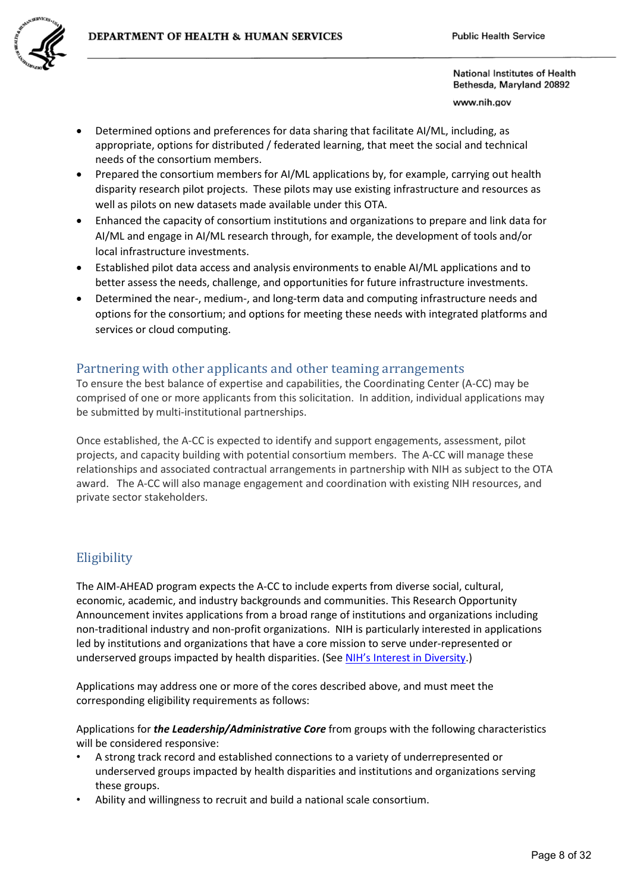- Determined options and preferences for data sharing that facilitate AI/ML, including, as appropriate, options for distributed / federated learning, that meet the social and technical needs of the consortium members.
- Prepared the consortium members for AI/ML applications by, for example, carrying out health disparity research pilot projects. These pilots may use existing infrastructure and resources as well as pilots on new datasets made available under this OTA.
- Enhanced the capacity of consortium institutions and organizations to prepare and link data for AI/ML and engage in AI/ML research through, for example, the development of tools and/or local infrastructure investments.
- Established pilot data access and analysis environments to enable AI/ML applications and to better assess the needs, challenge, and opportunities for future infrastructure investments.
- Determined the near-, medium-, and long-term data and computing infrastructure needs and options for the consortium; and options for meeting these needs with integrated platforms and services or cloud computing.

## Partnering with other applicants and other teaming arrangements

To ensure the best balance of expertise and capabilities, the Coordinating Center (A-CC) may be comprised of one or more applicants from this solicitation. In addition, individual applications may be submitted by multi-institutional partnerships.

Once established, the A-CC is expected to identify and support engagements, assessment, pilot projects, and capacity building with potential consortium members. The A-CC will manage these relationships and associated contractual arrangements in partnership with NIH as subject to the OTA award. The A-CC will also manage engagement and coordination with existing NIH resources, and private sector stakeholders.

## Eligibility

The AIM-AHEAD program expects the A-CC to include experts from diverse social, cultural, economic, academic, and industry backgrounds and communities. This Research Opportunity Announcement invites applications from a broad range of institutions and organizations including non-traditional industry and non-profit organizations. NIH is particularly interested in applications led by institutions and organizations that have a core mission to serve under-represented or underserved groups impacted by health disparities. (See NIH's Interest in Diversity.)

Applications may address one or more of the cores described above, and must meet the corresponding eligibility requirements as follows:

Applications for ***the Leadership/Administrative Core*** from groups with the following characteristics will be considered responsive:

- A strong track record and established connections to a variety of underrepresented or underserved groups impacted by health disparities and institutions and organizations serving these groups.
- Ability and willingness to recruit and build a national scale consortium.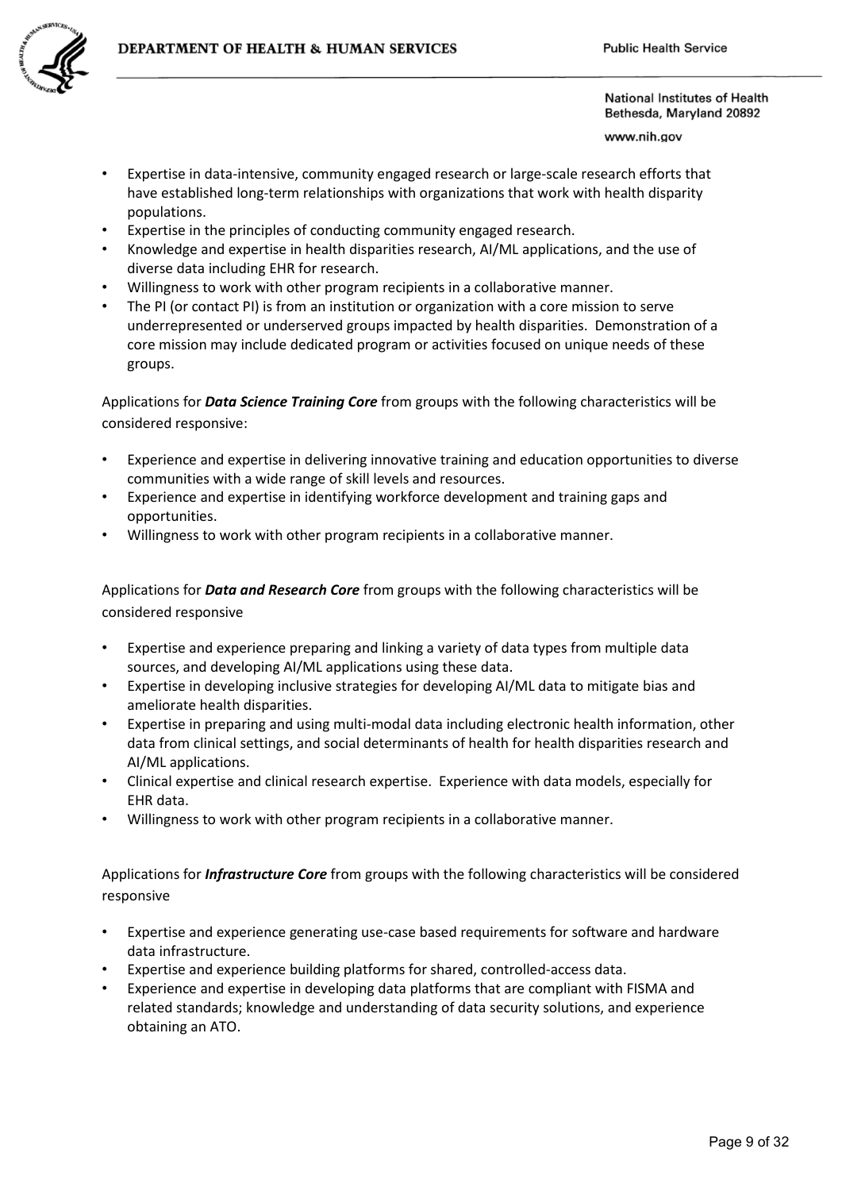- Expertise in data-intensive, community engaged research or large-scale research efforts that have established long-term relationships with organizations that work with health disparity populations.
- Expertise in the principles of conducting community engaged research.
- Knowledge and expertise in health disparities research, AI/ML applications, and the use of diverse data including EHR for research.
- Willingness to work with other program recipients in a collaborative manner.
- The PI (or contact PI) is from an institution or organization with a core mission to serve underrepresented or underserved groups impacted by health disparities. Demonstration of a core mission may include dedicated program or activities focused on unique needs of these groups.

Applications for ***Data Science Training Core*** from groups with the following characteristics will be considered responsive:

- Experience and expertise in delivering innovative training and education opportunities to diverse communities with a wide range of skill levels and resources.
- Experience and expertise in identifying workforce development and training gaps and opportunities.
- Willingness to work with other program recipients in a collaborative manner.

Applications for ***Data and Research Core*** from groups with the following characteristics will be considered responsive

- Expertise and experience preparing and linking a variety of data types from multiple data sources, and developing AI/ML applications using these data.
- Expertise in developing inclusive strategies for developing AI/ML data to mitigate bias and ameliorate health disparities.
- Expertise in preparing and using multi-modal data including electronic health information, other data from clinical settings, and social determinants of health for health disparities research and AI/ML applications.
- Clinical expertise and clinical research expertise. Experience with data models, especially for EHR data.
- Willingness to work with other program recipients in a collaborative manner.

Applications for ***Infrastructure Core*** from groups with the following characteristics will be considered responsive

- Expertise and experience generating use-case based requirements for software and hardware data infrastructure.
- Expertise and experience building platforms for shared, controlled-access data.
- Experience and expertise in developing data platforms that are compliant with FISMA and related standards; knowledge and understanding of data security solutions, and experience obtaining an ATO.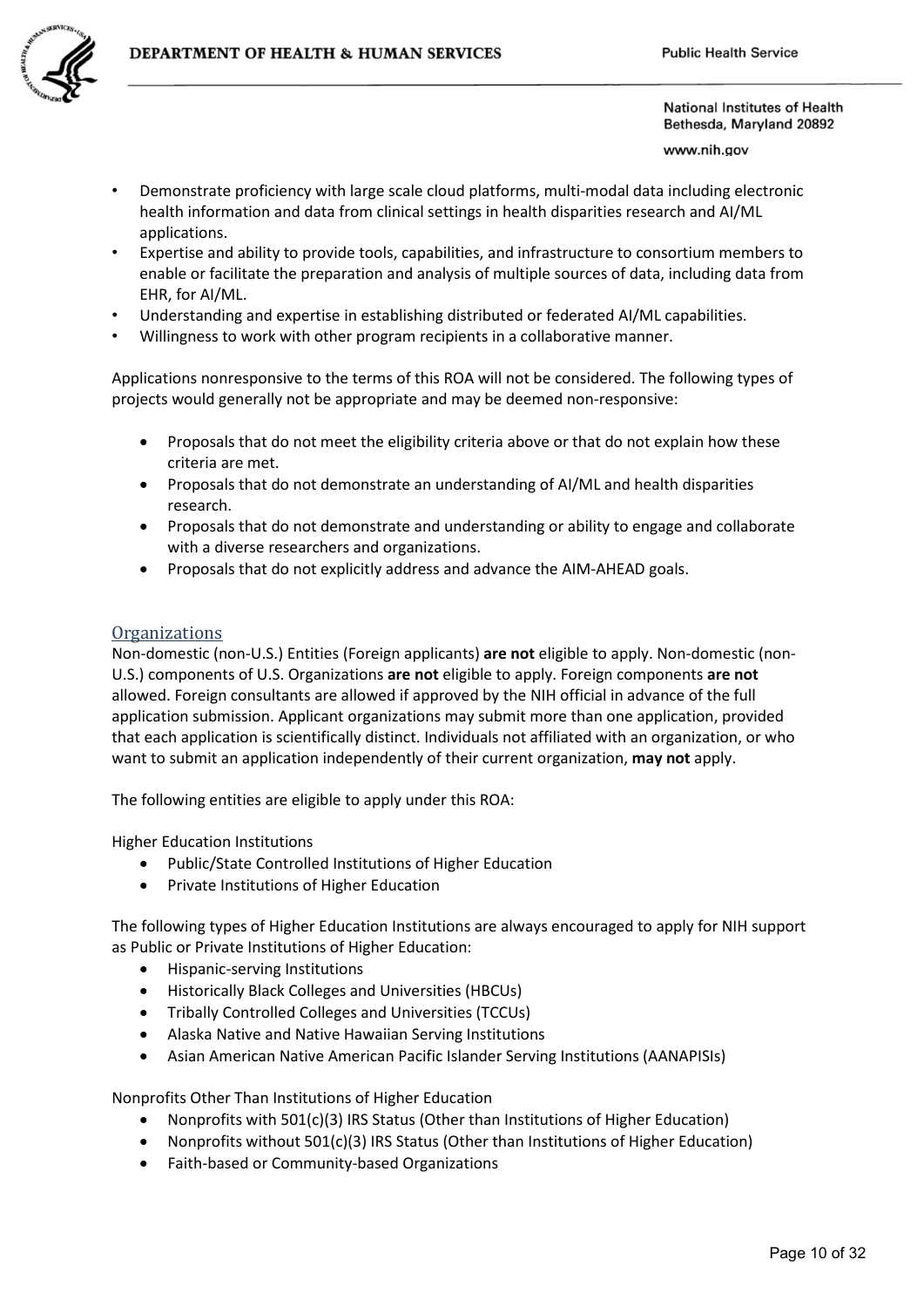- Demonstrate proficiency with large scale cloud platforms, multi-modal data including electronic health information and data from clinical settings in health disparities research and AI/ML applications.
- Expertise and ability to provide tools, capabilities, and infrastructure to consortium members to enable or facilitate the preparation and analysis of multiple sources of data, including data from EHR, for AI/ML.
- Understanding and expertise in establishing distributed or federated AI/ML capabilities.
- Willingness to work with other program recipients in a collaborative manner.

Applications nonresponsive to the terms of this ROA will not be considered. The following types of projects would generally not be appropriate and may be deemed non-responsive:

- Proposals that do not meet the eligibility criteria above or that do not explain how these criteria are met.
- Proposals that do not demonstrate an understanding of AI/ML and health disparities research.
- Proposals that do not demonstrate and understanding or ability to engage and collaborate with a diverse researchers and organizations.
- Proposals that do not explicitly address and advance the AIM-AHEAD goals.

## Organizations

Non-domestic (non-U.S.) Entities (Foreign applicants) **are not** eligible to apply. Non-domestic (non-U.S.) components of U.S. Organizations **are not** eligible to apply. Foreign components **are not** allowed. Foreign consultants are allowed if approved by the NIH official in advance of the full application submission. Applicant organizations may submit more than one application, provided that each application is scientifically distinct. Individuals not affiliated with an organization, or who want to submit an application independently of their current organization, **may not** apply.

The following entities are eligible to apply under this ROA:

Higher Education Institutions

- Public/State Controlled Institutions of Higher Education
- Private Institutions of Higher Education

The following types of Higher Education Institutions are always encouraged to apply for NIH support as Public or Private Institutions of Higher Education:

- Hispanic-serving Institutions
- Historically Black Colleges and Universities (HBCUs)
- Tribally Controlled Colleges and Universities (TCCUs)
- Alaska Native and Native Hawaiian Serving Institutions
- Asian American Native American Pacific Islander Serving Institutions (AANAPISIs)

Nonprofits Other Than Institutions of Higher Education

- Nonprofits with 501(c)(3) IRS Status (Other than Institutions of Higher Education)
- Nonprofits without 501(c)(3) IRS Status (Other than Institutions of Higher Education)
- Faith-based or Community-based Organizations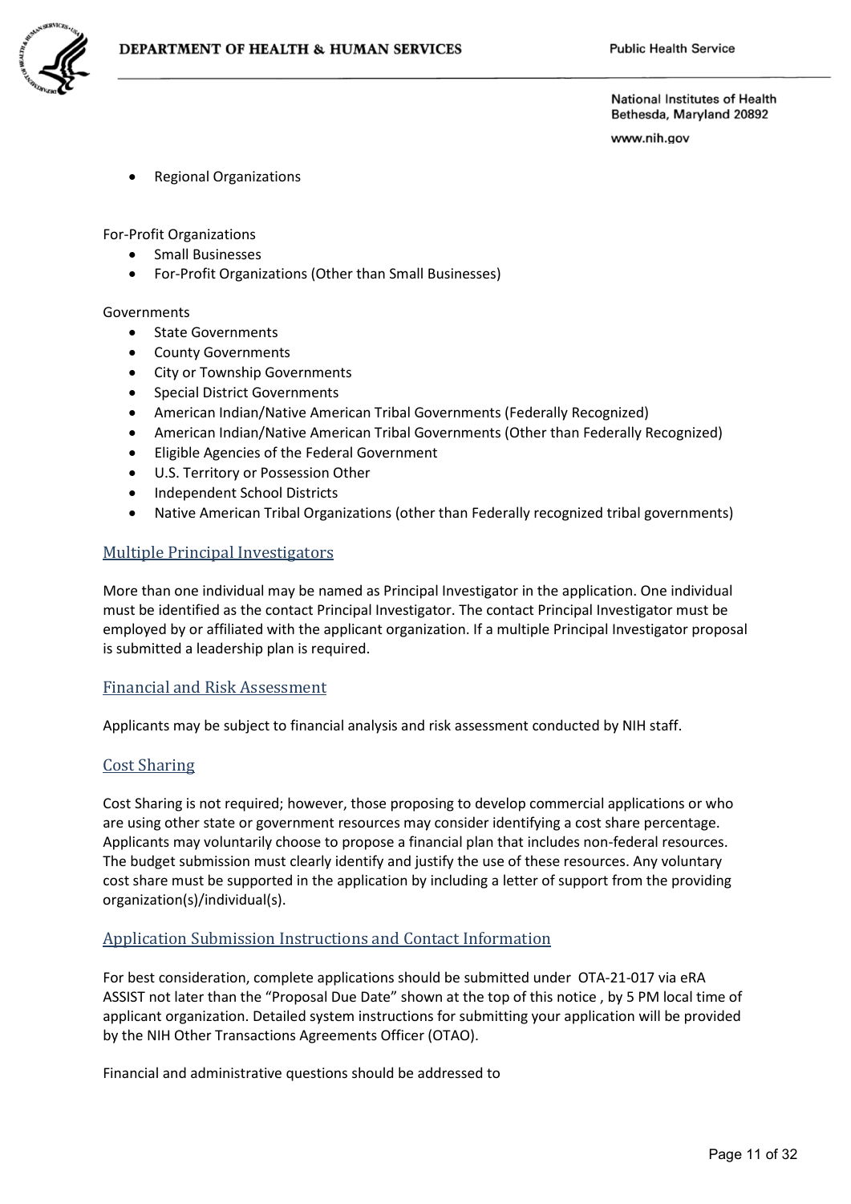- Regional Organizations

For-Profit Organizations

- Small Businesses
- For-Profit Organizations (Other than Small Businesses)

Governments

- State Governments
- County Governments
- City or Township Governments
- Special District Governments
- American Indian/Native American Tribal Governments (Federally Recognized)
- American Indian/Native American Tribal Governments (Other than Federally Recognized)
- Eligible Agencies of the Federal Government
- U.S. Territory or Possession Other
- Independent School Districts
- Native American Tribal Organizations (other than Federally recognized tribal governments)

## Multiple Principal Investigators

More than one individual may be named as Principal Investigator in the application. One individual must be identified as the contact Principal Investigator. The contact Principal Investigator must be employed by or affiliated with the applicant organization. If a multiple Principal Investigator proposal is submitted a leadership plan is required.

## Financial and Risk Assessment

Applicants may be subject to financial analysis and risk assessment conducted by NIH staff.

## Cost Sharing

Cost Sharing is not required; however, those proposing to develop commercial applications or who are using other state or government resources may consider identifying a cost share percentage. Applicants may voluntarily choose to propose a financial plan that includes non-federal resources. The budget submission must clearly identify and justify the use of these resources. Any voluntary cost share must be supported in the application by including a letter of support from the providing organization(s)/individual(s).

## Application Submission Instructions and Contact Information

For best consideration, complete applications should be submitted under OTA-21-017 via eRA ASSIST not later than the "Proposal Due Date" shown at the top of this notice , by 5 PM local time of applicant organization. Detailed system instructions for submitting your application will be provided by the NIH Other Transactions Agreements Officer (OTAO).

Financial and administrative questions should be addressed to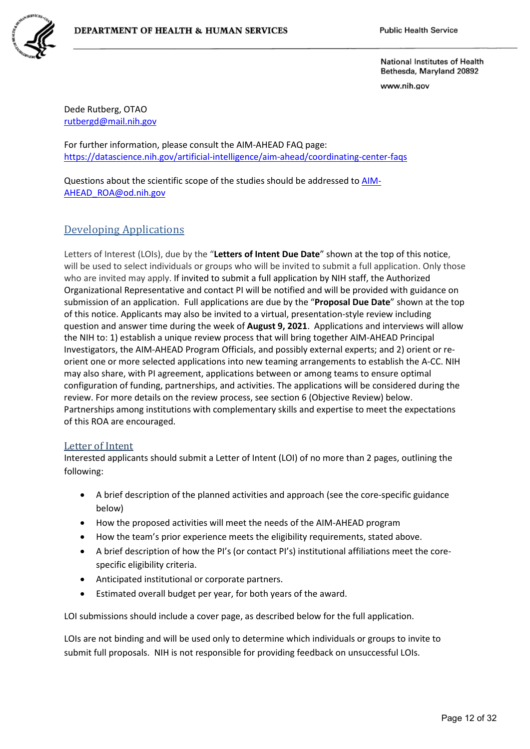Dede Rutberg, OTAO
rutbergd@mail.nih.gov

For further information, please consult the AIM-AHEAD FAQ page:
https://datascience.nih.gov/artificial-intelligence/aim-ahead/coordinating-center-faqs

Questions about the scientific scope of the studies should be addressed to AIM-AHEAD_ROA@od.nih.gov

## Developing Applications

Letters of Interest (LOIs), due by the "**Letters of Intent Due Date**" shown at the top of this notice, will be used to select individuals or groups who will be invited to submit a full application. Only those who are invited may apply. If invited to submit a full application by NIH staff, the Authorized Organizational Representative and contact PI will be notified and will be provided with guidance on submission of an application. Full applications are due by the "**Proposal Due Date**" shown at the top of this notice. Applicants may also be invited to a virtual, presentation-style review including question and answer time during the week of **August 9, 2021**. Applications and interviews will allow the NIH to: 1) establish a unique review process that will bring together AIM-AHEAD Principal Investigators, the AIM-AHEAD Program Officials, and possibly external experts; and 2) orient or re-orient one or more selected applications into new teaming arrangements to establish the A-CC. NIH may also share, with PI agreement, applications between or among teams to ensure optimal configuration of funding, partnerships, and activities. The applications will be considered during the review. For more details on the review process, see section 6 (Objective Review) below. Partnerships among institutions with complementary skills and expertise to meet the expectations of this ROA are encouraged.

### Letter of Intent

Interested applicants should submit a Letter of Intent (LOI) of no more than 2 pages, outlining the following:

- A brief description of the planned activities and approach (see the core-specific guidance below)
- How the proposed activities will meet the needs of the AIM-AHEAD program
- How the team's prior experience meets the eligibility requirements, stated above.
- A brief description of how the PI's (or contact PI's) institutional affiliations meet the core-specific eligibility criteria.
- Anticipated institutional or corporate partners.
- Estimated overall budget per year, for both years of the award.

LOI submissions should include a cover page, as described below for the full application.

LOIs are not binding and will be used only to determine which individuals or groups to invite to submit full proposals. NIH is not responsible for providing feedback on unsuccessful LOIs.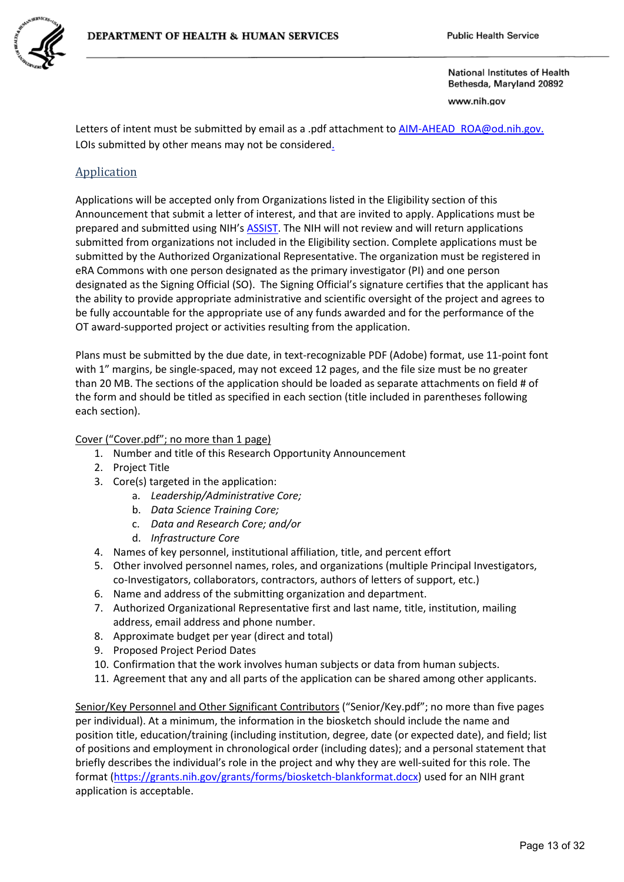Letters of intent must be submitted by email as a .pdf attachment to AIM-AHEAD_ROA@od.nih.gov. LOIs submitted by other means may not be considered.

## Application

Applications will be accepted only from Organizations listed in the Eligibility section of this Announcement that submit a letter of interest, and that are invited to apply. Applications must be prepared and submitted using NIH's ASSIST. The NIH will not review and will return applications submitted from organizations not included in the Eligibility section. Complete applications must be submitted by the Authorized Organizational Representative. The organization must be registered in eRA Commons with one person designated as the primary investigator (PI) and one person designated as the Signing Official (SO). The Signing Official's signature certifies that the applicant has the ability to provide appropriate administrative and scientific oversight of the project and agrees to be fully accountable for the appropriate use of any funds awarded and for the performance of the OT award-supported project or activities resulting from the application.

Plans must be submitted by the due date, in text-recognizable PDF (Adobe) format, use 11-point font with 1" margins, be single-spaced, may not exceed 12 pages, and the file size must be no greater than 20 MB. The sections of the application should be loaded as separate attachments on field # of the form and should be titled as specified in each section (title included in parentheses following each section).

<u>Cover ("Cover.pdf"; no more than 1 page)</u>

1. Number and title of this Research Opportunity Announcement
2. Project Title
3. Core(s) targeted in the application:
    a. *Leadership/Administrative Core;*
    b. *Data Science Training Core;*
    c. *Data and Research Core; and/or*
    d. *Infrastructure Core*
4. Names of key personnel, institutional affiliation, title, and percent effort
5. Other involved personnel names, roles, and organizations (multiple Principal Investigators, co-Investigators, collaborators, contractors, authors of letters of support, etc.)
6. Name and address of the submitting organization and department.
7. Authorized Organizational Representative first and last name, title, institution, mailing address, email address and phone number.
8. Approximate budget per year (direct and total)
9. Proposed Project Period Dates
10. Confirmation that the work involves human subjects or data from human subjects.
11. Agreement that any and all parts of the application can be shared among other applicants.

<u>Senior/Key Personnel and Other Significant Contributors</u> ("Senior/Key.pdf"; no more than five pages per individual). At a minimum, the information in the biosketch should include the name and position title, education/training (including institution, degree, date (or expected date), and field; list of positions and employment in chronological order (including dates); and a personal statement that briefly describes the individual's role in the project and why they are well-suited for this role. The format (https://grants.nih.gov/grants/forms/biosketch-blankformat.docx) used for an NIH grant application is acceptable.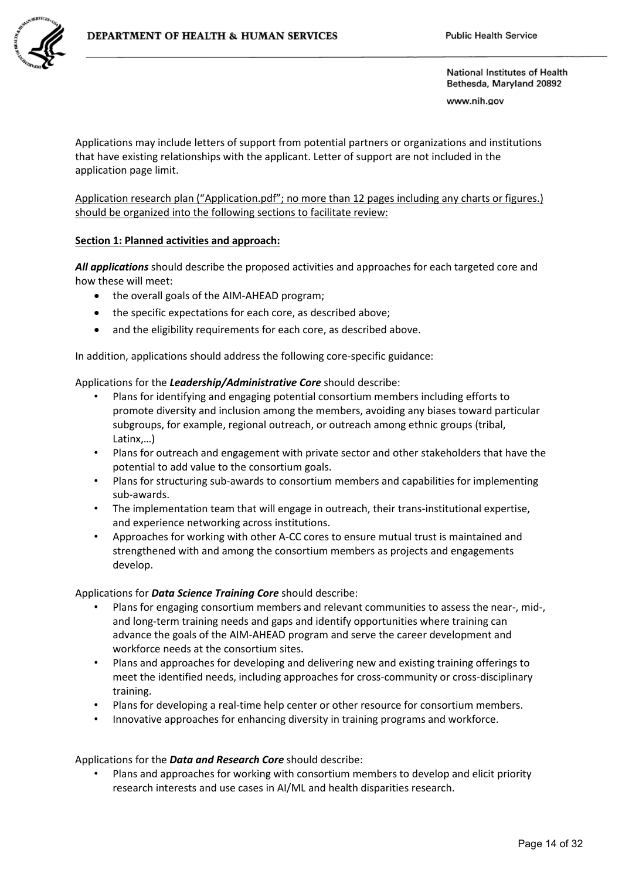Applications may include letters of support from potential partners or organizations and institutions that have existing relationships with the applicant. Letter of support are not included in the application page limit.

Application research plan ("Application.pdf"; no more than 12 pages including any charts or figures.) should be organized into the following sections to facilitate review:

**Section 1: Planned activities and approach:**

***All applications*** should describe the proposed activities and approaches for each targeted core and how these will meet:

- the overall goals of the AIM-AHEAD program;
- the specific expectations for each core, as described above;
- and the eligibility requirements for each core, as described above.

In addition, applications should address the following core-specific guidance:

Applications for the ***Leadership/Administrative Core*** should describe:

- Plans for identifying and engaging potential consortium members including efforts to promote diversity and inclusion among the members, avoiding any biases toward particular subgroups, for example, regional outreach, or outreach among ethnic groups (tribal, Latinx,…)
- Plans for outreach and engagement with private sector and other stakeholders that have the potential to add value to the consortium goals.
- Plans for structuring sub-awards to consortium members and capabilities for implementing sub-awards.
- The implementation team that will engage in outreach, their trans-institutional expertise, and experience networking across institutions.
- Approaches for working with other A-CC cores to ensure mutual trust is maintained and strengthened with and among the consortium members as projects and engagements develop.

Applications for ***Data Science Training Core*** should describe:

- Plans for engaging consortium members and relevant communities to assess the near-, mid-, and long-term training needs and gaps and identify opportunities where training can advance the goals of the AIM-AHEAD program and serve the career development and workforce needs at the consortium sites.
- Plans and approaches for developing and delivering new and existing training offerings to meet the identified needs, including approaches for cross-community or cross-disciplinary training.
- Plans for developing a real-time help center or other resource for consortium members.
- Innovative approaches for enhancing diversity in training programs and workforce.

Applications for the ***Data and Research Core*** should describe:

- Plans and approaches for working with consortium members to develop and elicit priority research interests and use cases in AI/ML and health disparities research.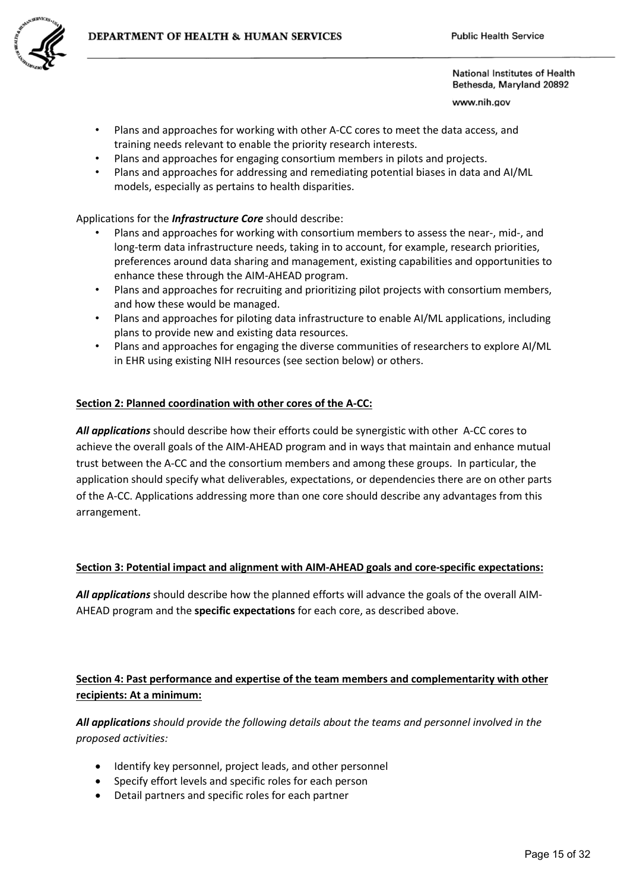- Plans and approaches for working with other A-CC cores to meet the data access, and training needs relevant to enable the priority research interests.
- Plans and approaches for engaging consortium members in pilots and projects.
- Plans and approaches for addressing and remediating potential biases in data and AI/ML models, especially as pertains to health disparities.

Applications for the ***Infrastructure Core*** should describe:

- Plans and approaches for working with consortium members to assess the near-, mid-, and long-term data infrastructure needs, taking in to account, for example, research priorities, preferences around data sharing and management, existing capabilities and opportunities to enhance these through the AIM-AHEAD program.
- Plans and approaches for recruiting and prioritizing pilot projects with consortium members, and how these would be managed.
- Plans and approaches for piloting data infrastructure to enable AI/ML applications, including plans to provide new and existing data resources.
- Plans and approaches for engaging the diverse communities of researchers to explore AI/ML in EHR using existing NIH resources (see section below) or others.

**Section 2: Planned coordination with other cores of the A-CC:**

***All applications*** should describe how their efforts could be synergistic with other A-CC cores to achieve the overall goals of the AIM-AHEAD program and in ways that maintain and enhance mutual trust between the A-CC and the consortium members and among these groups. In particular, the application should specify what deliverables, expectations, or dependencies there are on other parts of the A-CC. Applications addressing more than one core should describe any advantages from this arrangement.

**Section 3: Potential impact and alignment with AIM-AHEAD goals and core-specific expectations:**

***All applications*** should describe how the planned efforts will advance the goals of the overall AIM-AHEAD program and the **specific expectations** for each core, as described above.

**Section 4: Past performance and expertise of the team members and complementarity with other recipients: At a minimum:**

***All applications** should provide the following details about the teams and personnel involved in the proposed activities:*

- Identify key personnel, project leads, and other personnel
- Specify effort levels and specific roles for each person
- Detail partners and specific roles for each partner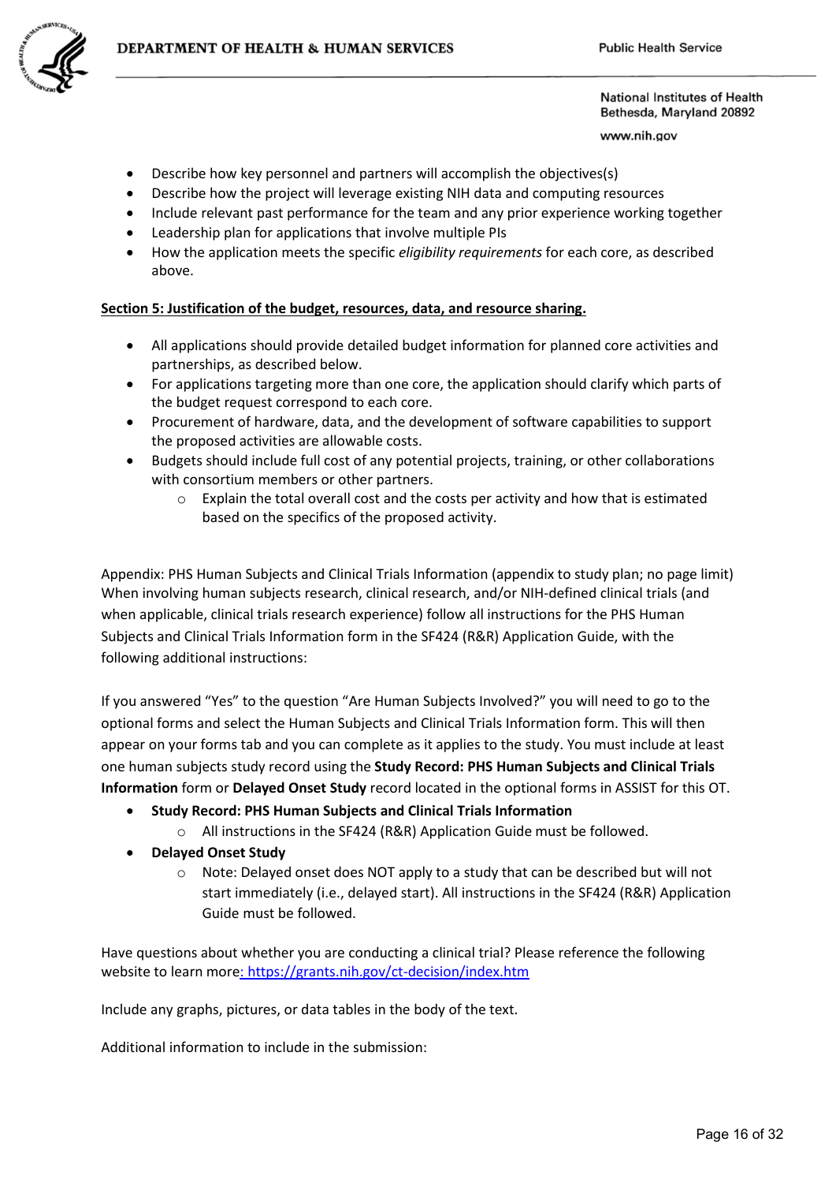- Describe how key personnel and partners will accomplish the objectives(s)
- Describe how the project will leverage existing NIH data and computing resources
- Include relevant past performance for the team and any prior experience working together
- Leadership plan for applications that involve multiple PIs
- How the application meets the specific *eligibility requirements* for each core, as described above.

**Section 5: Justification of the budget, resources, data, and resource sharing.**

- All applications should provide detailed budget information for planned core activities and partnerships, as described below.
- For applications targeting more than one core, the application should clarify which parts of the budget request correspond to each core.
- Procurement of hardware, data, and the development of software capabilities to support the proposed activities are allowable costs.
- Budgets should include full cost of any potential projects, training, or other collaborations with consortium members or other partners.
  - Explain the total overall cost and the costs per activity and how that is estimated based on the specifics of the proposed activity.

Appendix: PHS Human Subjects and Clinical Trials Information (appendix to study plan; no page limit) When involving human subjects research, clinical research, and/or NIH-defined clinical trials (and when applicable, clinical trials research experience) follow all instructions for the PHS Human Subjects and Clinical Trials Information form in the SF424 (R&R) Application Guide, with the following additional instructions:

If you answered "Yes" to the question "Are Human Subjects Involved?" you will need to go to the optional forms and select the Human Subjects and Clinical Trials Information form. This will then appear on your forms tab and you can complete as it applies to the study. You must include at least one human subjects study record using the **Study Record: PHS Human Subjects and Clinical Trials Information** form or **Delayed Onset Study** record located in the optional forms in ASSIST for this OT.

- **Study Record: PHS Human Subjects and Clinical Trials Information**
  - All instructions in the SF424 (R&R) Application Guide must be followed.
- **Delayed Onset Study**
  - Note: Delayed onset does NOT apply to a study that can be described but will not start immediately (i.e., delayed start). All instructions in the SF424 (R&R) Application Guide must be followed.

Have questions about whether you are conducting a clinical trial? Please reference the following website to learn more: https://grants.nih.gov/ct-decision/index.htm

Include any graphs, pictures, or data tables in the body of the text.

Additional information to include in the submission: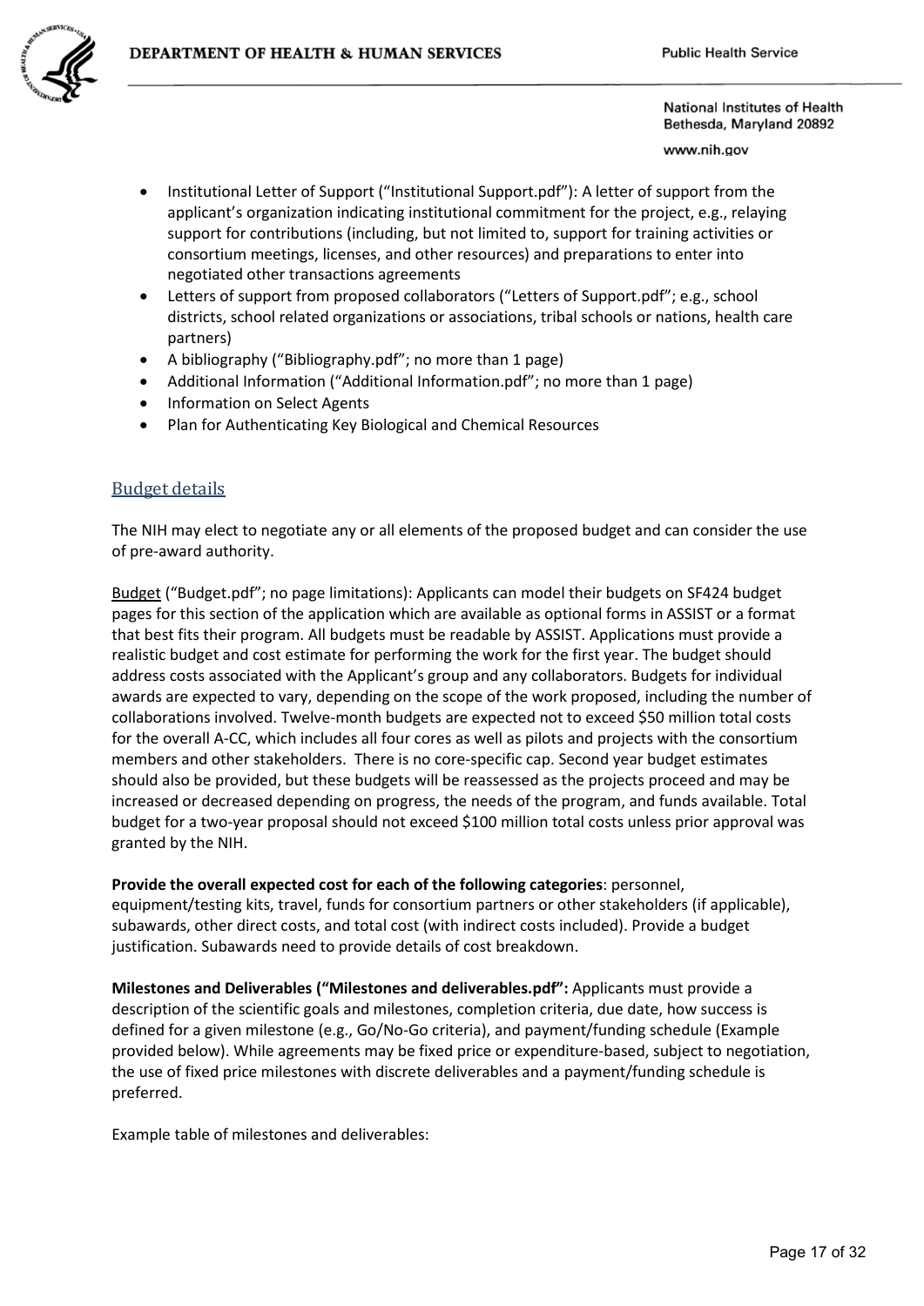- Institutional Letter of Support ("Institutional Support.pdf"): A letter of support from the applicant's organization indicating institutional commitment for the project, e.g., relaying support for contributions (including, but not limited to, support for training activities or consortium meetings, licenses, and other resources) and preparations to enter into negotiated other transactions agreements
- Letters of support from proposed collaborators ("Letters of Support.pdf"; e.g., school districts, school related organizations or associations, tribal schools or nations, health care partners)
- A bibliography ("Bibliography.pdf"; no more than 1 page)
- Additional Information ("Additional Information.pdf"; no more than 1 page)
- Information on Select Agents
- Plan for Authenticating Key Biological and Chemical Resources

## Budget details

The NIH may elect to negotiate any or all elements of the proposed budget and can consider the use of pre-award authority.

Budget ("Budget.pdf"; no page limitations): Applicants can model their budgets on SF424 budget pages for this section of the application which are available as optional forms in ASSIST or a format that best fits their program. All budgets must be readable by ASSIST. Applications must provide a realistic budget and cost estimate for performing the work for the first year. The budget should address costs associated with the Applicant's group and any collaborators. Budgets for individual awards are expected to vary, depending on the scope of the work proposed, including the number of collaborations involved. Twelve-month budgets are expected not to exceed \$50 million total costs for the overall A-CC, which includes all four cores as well as pilots and projects with the consortium members and other stakeholders. There is no core-specific cap. Second year budget estimates should also be provided, but these budgets will be reassessed as the projects proceed and may be increased or decreased depending on progress, the needs of the program, and funds available. Total budget for a two-year proposal should not exceed \$100 million total costs unless prior approval was granted by the NIH.

**Provide the overall expected cost for each of the following categories**: personnel, equipment/testing kits, travel, funds for consortium partners or other stakeholders (if applicable), subawards, other direct costs, and total cost (with indirect costs included). Provide a budget justification. Subawards need to provide details of cost breakdown.

**Milestones and Deliverables ("Milestones and deliverables.pdf":** Applicants must provide a description of the scientific goals and milestones, completion criteria, due date, how success is defined for a given milestone (e.g., Go/No-Go criteria), and payment/funding schedule (Example provided below). While agreements may be fixed price or expenditure-based, subject to negotiation, the use of fixed price milestones with discrete deliverables and a payment/funding schedule is preferred.

Example table of milestones and deliverables: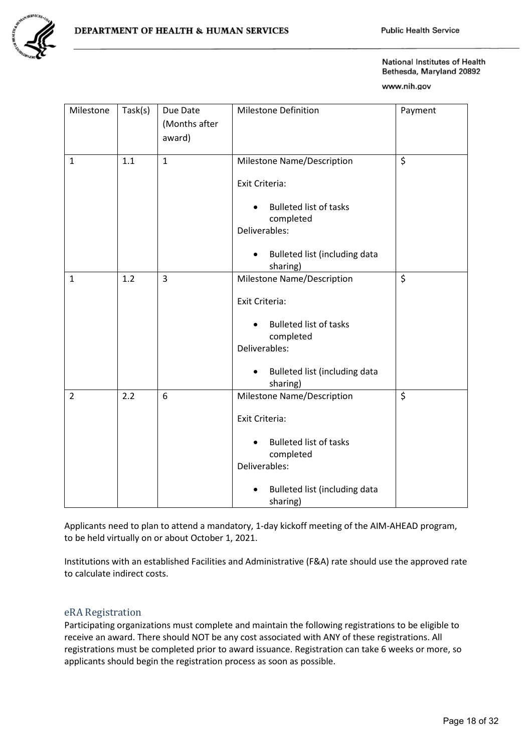| Milestone | Task(s) | Due Date (Months after award) | Milestone Definition | Payment |
|---|---|---|---|---|
| 1 | 1.1 | 1 | Milestone Name/Description<br><br>Exit Criteria:<br><br>• Bulleted list of tasks completed<br><br>Deliverables:<br><br>• Bulleted list (including data sharing) | $ |
| 1 | 1.2 | 3 | Milestone Name/Description<br><br>Exit Criteria:<br><br>• Bulleted list of tasks completed<br><br>Deliverables:<br><br>• Bulleted list (including data sharing) | $ |
| 2 | 2.2 | 6 | Milestone Name/Description<br><br>Exit Criteria:<br><br>• Bulleted list of tasks completed<br><br>Deliverables:<br><br>• Bulleted list (including data sharing) | $ |

Applicants need to plan to attend a mandatory, 1-day kickoff meeting of the AIM-AHEAD program, to be held virtually on or about October 1, 2021.

Institutions with an established Facilities and Administrative (F&A) rate should use the approved rate to calculate indirect costs.

## eRA Registration

Participating organizations must complete and maintain the following registrations to be eligible to receive an award. There should NOT be any cost associated with ANY of these registrations. All registrations must be completed prior to award issuance. Registration can take 6 weeks or more, so applicants should begin the registration process as soon as possible.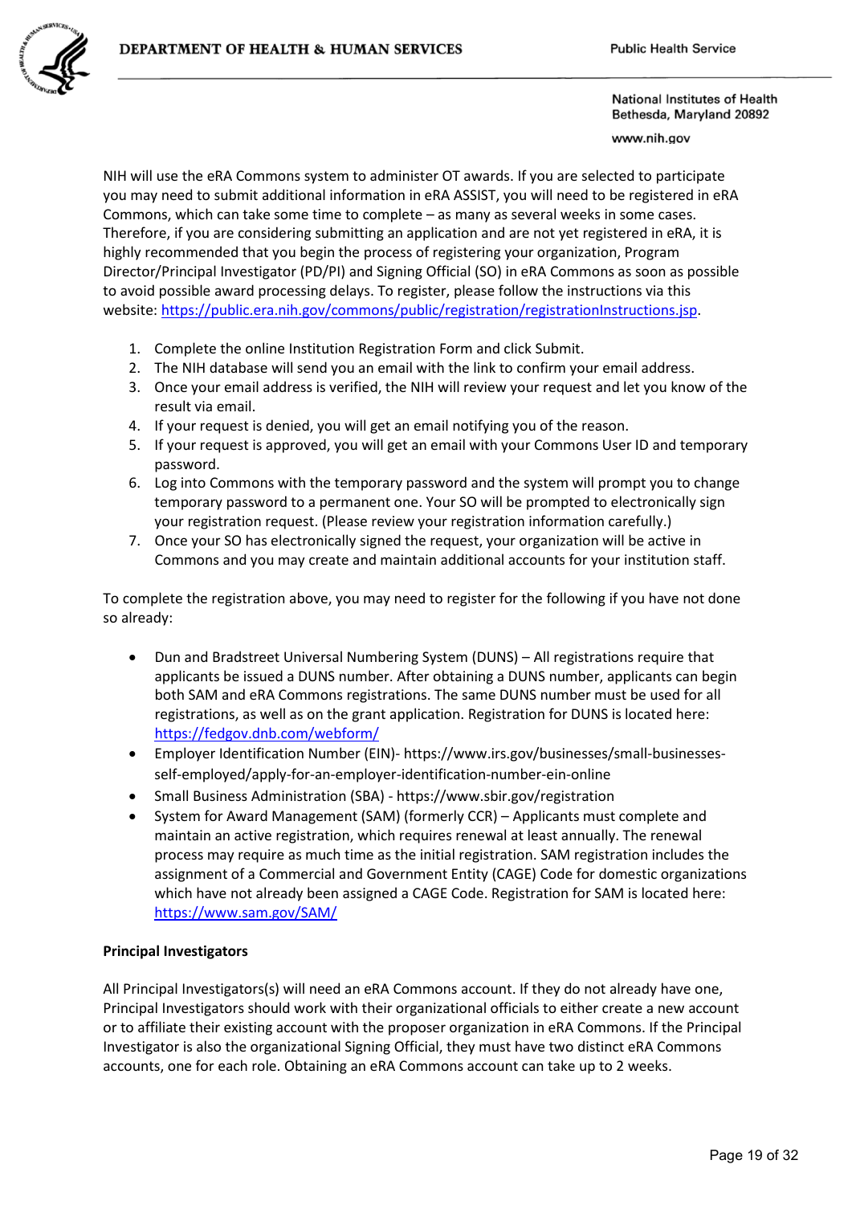NIH will use the eRA Commons system to administer OT awards. If you are selected to participate you may need to submit additional information in eRA ASSIST, you will need to be registered in eRA Commons, which can take some time to complete – as many as several weeks in some cases. Therefore, if you are considering submitting an application and are not yet registered in eRA, it is highly recommended that you begin the process of registering your organization, Program Director/Principal Investigator (PD/PI) and Signing Official (SO) in eRA Commons as soon as possible to avoid possible award processing delays. To register, please follow the instructions via this website: https://public.era.nih.gov/commons/public/registration/registrationInstructions.jsp.

1. Complete the online Institution Registration Form and click Submit.
2. The NIH database will send you an email with the link to confirm your email address.
3. Once your email address is verified, the NIH will review your request and let you know of the result via email.
4. If your request is denied, you will get an email notifying you of the reason.
5. If your request is approved, you will get an email with your Commons User ID and temporary password.
6. Log into Commons with the temporary password and the system will prompt you to change temporary password to a permanent one. Your SO will be prompted to electronically sign your registration request. (Please review your registration information carefully.)
7. Once your SO has electronically signed the request, your organization will be active in Commons and you may create and maintain additional accounts for your institution staff.

To complete the registration above, you may need to register for the following if you have not done so already:

- Dun and Bradstreet Universal Numbering System (DUNS) – All registrations require that applicants be issued a DUNS number. After obtaining a DUNS number, applicants can begin both SAM and eRA Commons registrations. The same DUNS number must be used for all registrations, as well as on the grant application. Registration for DUNS is located here: https://fedgov.dnb.com/webform/
- Employer Identification Number (EIN)- https://www.irs.gov/businesses/small-businesses-self-employed/apply-for-an-employer-identification-number-ein-online
- Small Business Administration (SBA) - https://www.sbir.gov/registration
- System for Award Management (SAM) (formerly CCR) – Applicants must complete and maintain an active registration, which requires renewal at least annually. The renewal process may require as much time as the initial registration. SAM registration includes the assignment of a Commercial and Government Entity (CAGE) Code for domestic organizations which have not already been assigned a CAGE Code. Registration for SAM is located here: https://www.sam.gov/SAM/

**Principal Investigators**

All Principal Investigators(s) will need an eRA Commons account. If they do not already have one, Principal Investigators should work with their organizational officials to either create a new account or to affiliate their existing account with the proposer organization in eRA Commons. If the Principal Investigator is also the organizational Signing Official, they must have two distinct eRA Commons accounts, one for each role. Obtaining an eRA Commons account can take up to 2 weeks.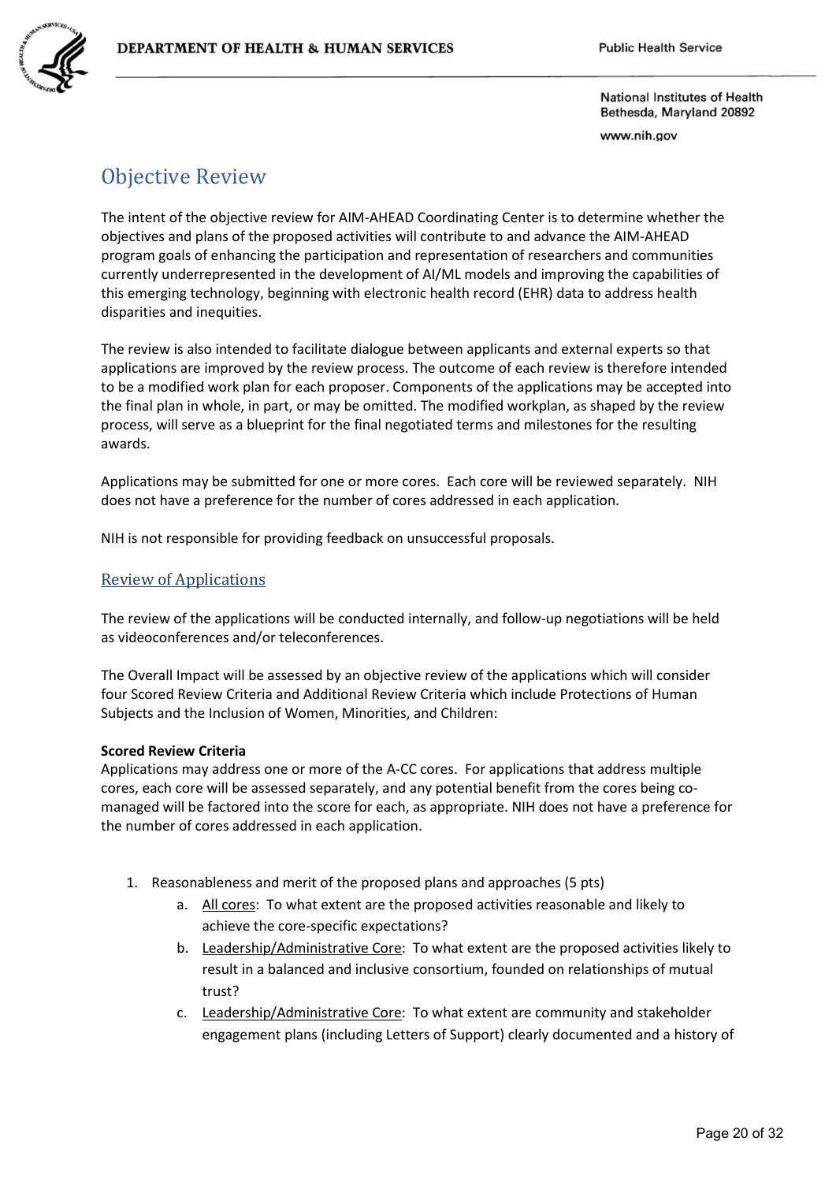# Objective Review

The intent of the objective review for AIM-AHEAD Coordinating Center is to determine whether the objectives and plans of the proposed activities will contribute to and advance the AIM-AHEAD program goals of enhancing the participation and representation of researchers and communities currently underrepresented in the development of AI/ML models and improving the capabilities of this emerging technology, beginning with electronic health record (EHR) data to address health disparities and inequities.

The review is also intended to facilitate dialogue between applicants and external experts so that applications are improved by the review process. The outcome of each review is therefore intended to be a modified work plan for each proposer. Components of the applications may be accepted into the final plan in whole, in part, or may be omitted. The modified workplan, as shaped by the review process, will serve as a blueprint for the final negotiated terms and milestones for the resulting awards.

Applications may be submitted for one or more cores. Each core will be reviewed separately. NIH does not have a preference for the number of cores addressed in each application.

NIH is not responsible for providing feedback on unsuccessful proposals.

## Review of Applications

The review of the applications will be conducted internally, and follow-up negotiations will be held as videoconferences and/or teleconferences.

The Overall Impact will be assessed by an objective review of the applications which will consider four Scored Review Criteria and Additional Review Criteria which include Protections of Human Subjects and the Inclusion of Women, Minorities, and Children:

**Scored Review Criteria**
Applications may address one or more of the A-CC cores. For applications that address multiple cores, each core will be assessed separately, and any potential benefit from the cores being co-managed will be factored into the score for each, as appropriate. NIH does not have a preference for the number of cores addressed in each application.

1. Reasonableness and merit of the proposed plans and approaches (5 pts)
   a. All cores: To what extent are the proposed activities reasonable and likely to achieve the core-specific expectations?
   b. Leadership/Administrative Core: To what extent are the proposed activities likely to result in a balanced and inclusive consortium, founded on relationships of mutual trust?
   c. Leadership/Administrative Core: To what extent are community and stakeholder engagement plans (including Letters of Support) clearly documented and a history of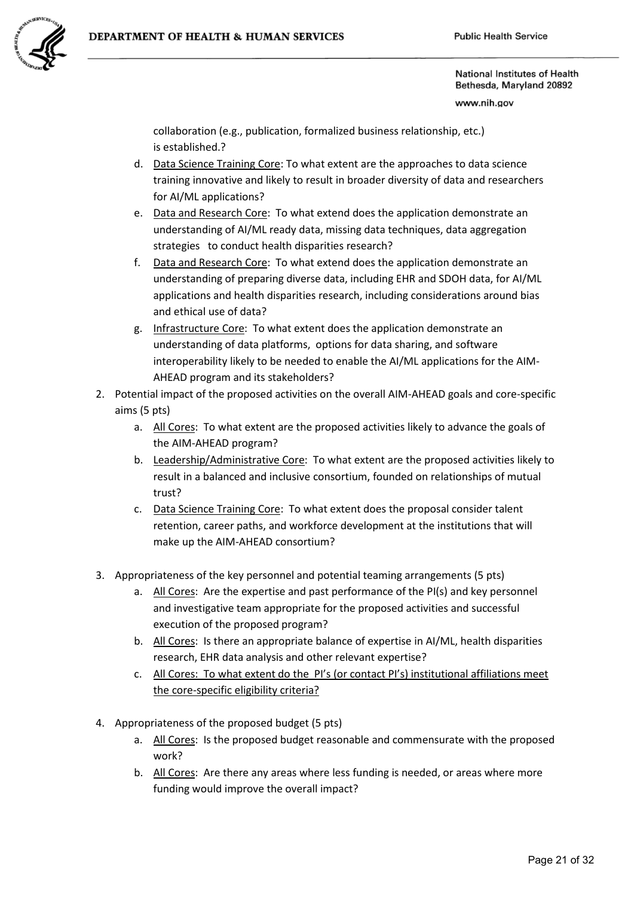collaboration (e.g., publication, formalized business relationship, etc.) is established.?

   d. Data Science Training Core: To what extent are the approaches to data science training innovative and likely to result in broader diversity of data and researchers for AI/ML applications?
   e. Data and Research Core: To what extend does the application demonstrate an understanding of AI/ML ready data, missing data techniques, data aggregation strategies to conduct health disparities research?
   f. Data and Research Core: To what extend does the application demonstrate an understanding of preparing diverse data, including EHR and SDOH data, for AI/ML applications and health disparities research, including considerations around bias and ethical use of data?
   g. Infrastructure Core: To what extent does the application demonstrate an understanding of data platforms, options for data sharing, and software interoperability likely to be needed to enable the AI/ML applications for the AIM-AHEAD program and its stakeholders?

2. Potential impact of the proposed activities on the overall AIM-AHEAD goals and core-specific aims (5 pts)
   a. All Cores: To what extent are the proposed activities likely to advance the goals of the AIM-AHEAD program?
   b. Leadership/Administrative Core: To what extent are the proposed activities likely to result in a balanced and inclusive consortium, founded on relationships of mutual trust?
   c. Data Science Training Core: To what extent does the proposal consider talent retention, career paths, and workforce development at the institutions that will make up the AIM-AHEAD consortium?

3. Appropriateness of the key personnel and potential teaming arrangements (5 pts)
   a. All Cores: Are the expertise and past performance of the PI(s) and key personnel and investigative team appropriate for the proposed activities and successful execution of the proposed program?
   b. All Cores: Is there an appropriate balance of expertise in AI/ML, health disparities research, EHR data analysis and other relevant expertise?
   c. All Cores: To what extent do the PI's (or contact PI's) institutional affiliations meet the core-specific eligibility criteria?

4. Appropriateness of the proposed budget (5 pts)
   a. All Cores: Is the proposed budget reasonable and commensurate with the proposed work?
   b. All Cores: Are there any areas where less funding is needed, or areas where more funding would improve the overall impact?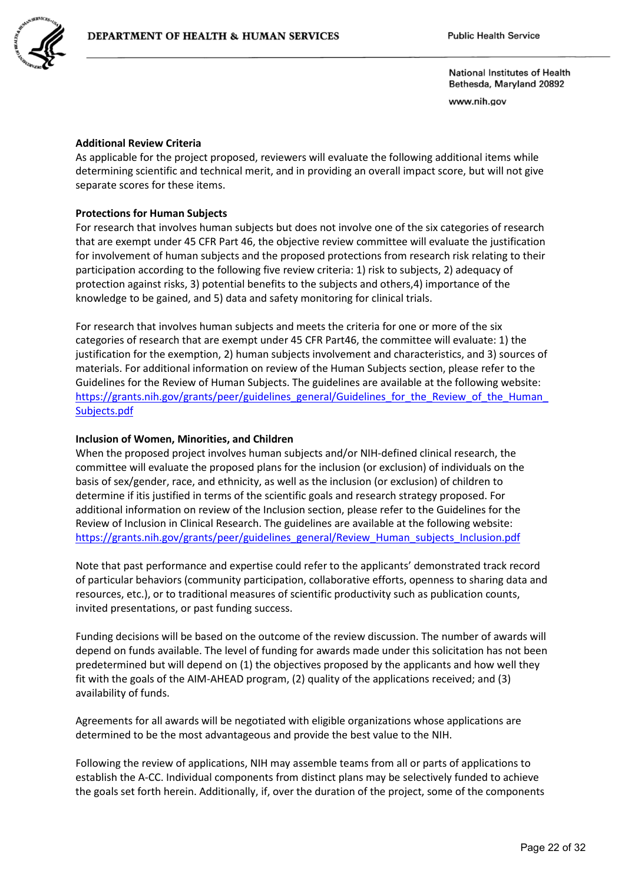**Additional Review Criteria**

As applicable for the project proposed, reviewers will evaluate the following additional items while determining scientific and technical merit, and in providing an overall impact score, but will not give separate scores for these items.

**Protections for Human Subjects**

For research that involves human subjects but does not involve one of the six categories of research that are exempt under 45 CFR Part 46, the objective review committee will evaluate the justification for involvement of human subjects and the proposed protections from research risk relating to their participation according to the following five review criteria: 1) risk to subjects, 2) adequacy of protection against risks, 3) potential benefits to the subjects and others,4) importance of the knowledge to be gained, and 5) data and safety monitoring for clinical trials.

For research that involves human subjects and meets the criteria for one or more of the six categories of research that are exempt under 45 CFR Part46, the committee will evaluate: 1) the justification for the exemption, 2) human subjects involvement and characteristics, and 3) sources of materials. For additional information on review of the Human Subjects section, please refer to the Guidelines for the Review of Human Subjects. The guidelines are available at the following website: https://grants.nih.gov/grants/peer/guidelines_general/Guidelines_for_the_Review_of_the_Human_Subjects.pdf

**Inclusion of Women, Minorities, and Children**

When the proposed project involves human subjects and/or NIH-defined clinical research, the committee will evaluate the proposed plans for the inclusion (or exclusion) of individuals on the basis of sex/gender, race, and ethnicity, as well as the inclusion (or exclusion) of children to determine if itis justified in terms of the scientific goals and research strategy proposed. For additional information on review of the Inclusion section, please refer to the Guidelines for the Review of Inclusion in Clinical Research. The guidelines are available at the following website: https://grants.nih.gov/grants/peer/guidelines_general/Review_Human_subjects_Inclusion.pdf

Note that past performance and expertise could refer to the applicants' demonstrated track record of particular behaviors (community participation, collaborative efforts, openness to sharing data and resources, etc.), or to traditional measures of scientific productivity such as publication counts, invited presentations, or past funding success.

Funding decisions will be based on the outcome of the review discussion. The number of awards will depend on funds available. The level of funding for awards made under this solicitation has not been predetermined but will depend on (1) the objectives proposed by the applicants and how well they fit with the goals of the AIM-AHEAD program, (2) quality of the applications received; and (3) availability of funds.

Agreements for all awards will be negotiated with eligible organizations whose applications are determined to be the most advantageous and provide the best value to the NIH.

Following the review of applications, NIH may assemble teams from all or parts of applications to establish the A-CC. Individual components from distinct plans may be selectively funded to achieve the goals set forth herein. Additionally, if, over the duration of the project, some of the components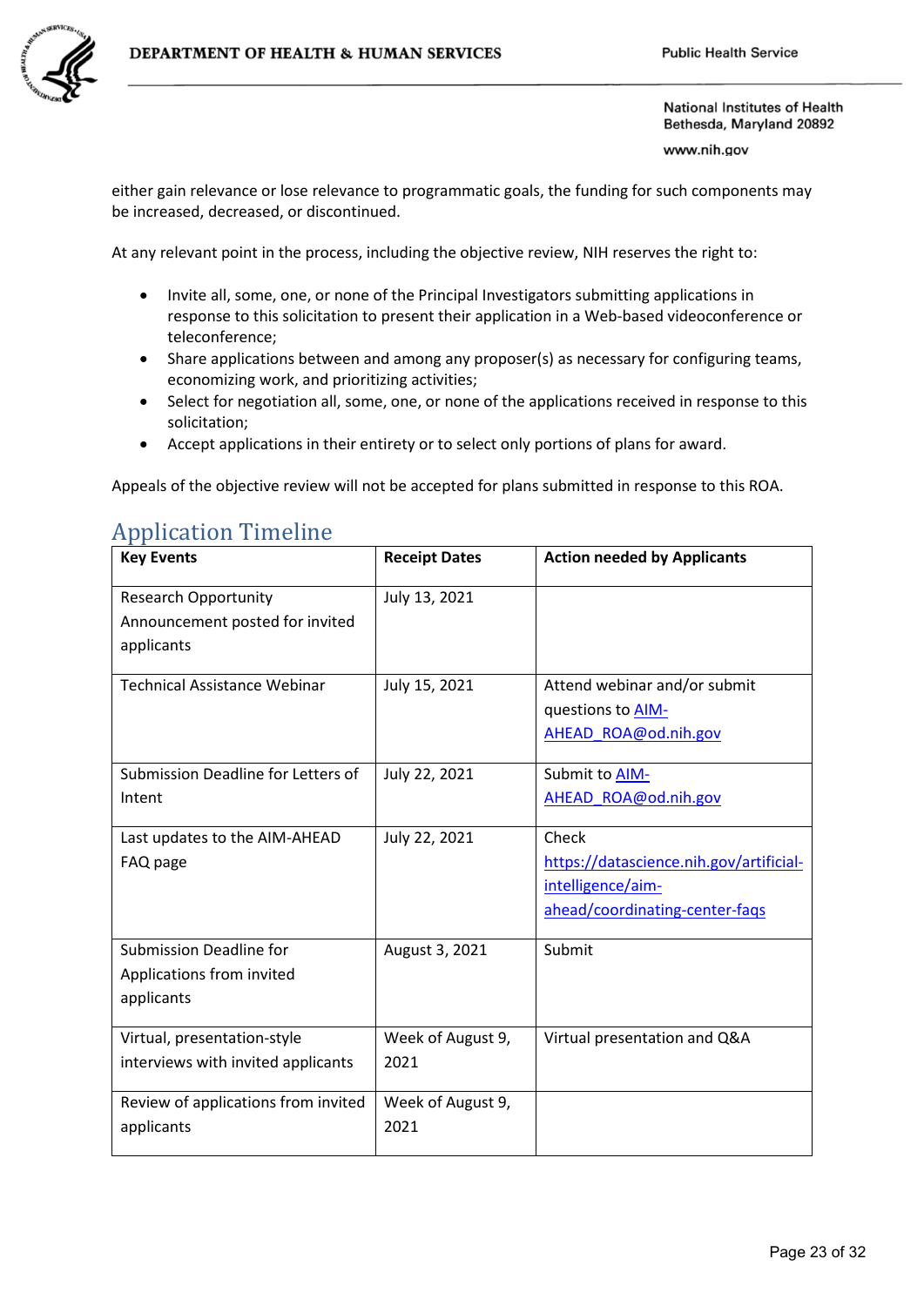either gain relevance or lose relevance to programmatic goals, the funding for such components may be increased, decreased, or discontinued.

At any relevant point in the process, including the objective review, NIH reserves the right to:

- Invite all, some, one, or none of the Principal Investigators submitting applications in response to this solicitation to present their application in a Web-based videoconference or teleconference;
- Share applications between and among any proposer(s) as necessary for configuring teams, economizing work, and prioritizing activities;
- Select for negotiation all, some, one, or none of the applications received in response to this solicitation;
- Accept applications in their entirety or to select only portions of plans for award.

Appeals of the objective review will not be accepted for plans submitted in response to this ROA.

## Application Timeline

| Key Events | Receipt Dates | Action needed by Applicants |
|---|---|---|
| Research Opportunity Announcement posted for invited applicants | July 13, 2021 | |
| Technical Assistance Webinar | July 15, 2021 | Attend webinar and/or submit questions to AIM-AHEAD_ROA@od.nih.gov |
| Submission Deadline for Letters of Intent | July 22, 2021 | Submit to AIM-AHEAD_ROA@od.nih.gov |
| Last updates to the AIM-AHEAD FAQ page | July 22, 2021 | Check https://datascience.nih.gov/artificial-intelligence/aim-ahead/coordinating-center-faqs |
| Submission Deadline for Applications from invited applicants | August 3, 2021 | Submit |
| Virtual, presentation-style interviews with invited applicants | Week of August 9, 2021 | Virtual presentation and Q&A |
| Review of applications from invited applicants | Week of August 9, 2021 | |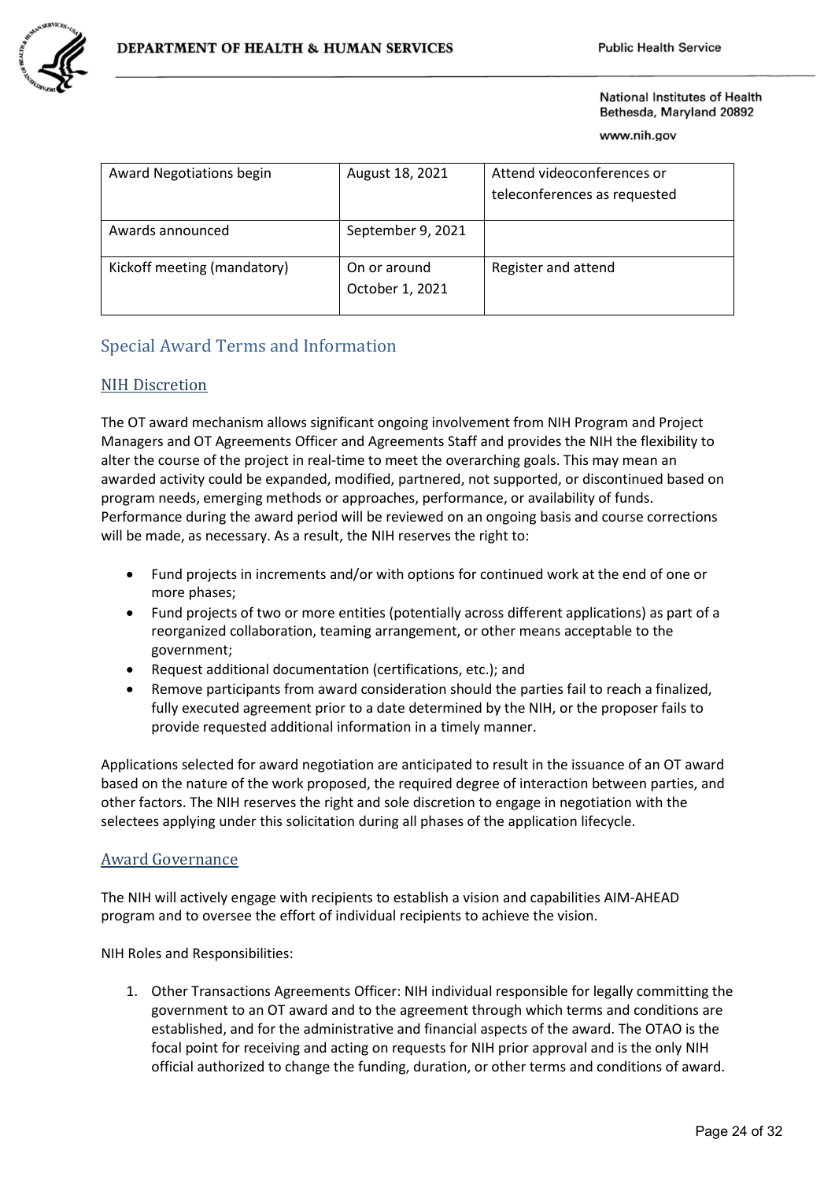| Award Negotiations begin | August 18, 2021 | Attend videoconferences or teleconferences as requested |
|---|---|---|
| Awards announced | September 9, 2021 | |
| Kickoff meeting (mandatory) | On or around October 1, 2021 | Register and attend |

## Special Award Terms and Information

### NIH Discretion

The OT award mechanism allows significant ongoing involvement from NIH Program and Project Managers and OT Agreements Officer and Agreements Staff and provides the NIH the flexibility to alter the course of the project in real-time to meet the overarching goals. This may mean an awarded activity could be expanded, modified, partnered, not supported, or discontinued based on program needs, emerging methods or approaches, performance, or availability of funds. Performance during the award period will be reviewed on an ongoing basis and course corrections will be made, as necessary. As a result, the NIH reserves the right to:

- Fund projects in increments and/or with options for continued work at the end of one or more phases;
- Fund projects of two or more entities (potentially across different applications) as part of a reorganized collaboration, teaming arrangement, or other means acceptable to the government;
- Request additional documentation (certifications, etc.); and
- Remove participants from award consideration should the parties fail to reach a finalized, fully executed agreement prior to a date determined by the NIH, or the proposer fails to provide requested additional information in a timely manner.

Applications selected for award negotiation are anticipated to result in the issuance of an OT award based on the nature of the work proposed, the required degree of interaction between parties, and other factors. The NIH reserves the right and sole discretion to engage in negotiation with the selectees applying under this solicitation during all phases of the application lifecycle.

### Award Governance

The NIH will actively engage with recipients to establish a vision and capabilities AIM-AHEAD program and to oversee the effort of individual recipients to achieve the vision.

NIH Roles and Responsibilities:

1. Other Transactions Agreements Officer: NIH individual responsible for legally committing the government to an OT award and to the agreement through which terms and conditions are established, and for the administrative and financial aspects of the award. The OTAO is the focal point for receiving and acting on requests for NIH prior approval and is the only NIH official authorized to change the funding, duration, or other terms and conditions of award.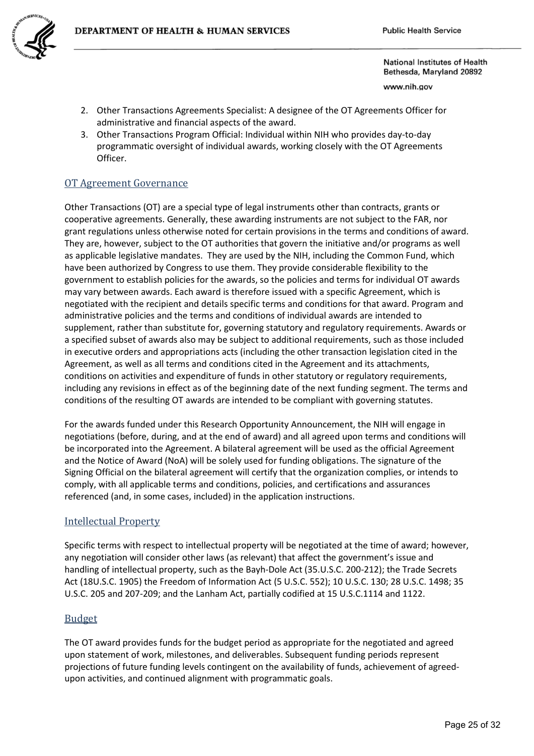2. Other Transactions Agreements Specialist: A designee of the OT Agreements Officer for administrative and financial aspects of the award.
3. Other Transactions Program Official: Individual within NIH who provides day-to-day programmatic oversight of individual awards, working closely with the OT Agreements Officer.

## OT Agreement Governance

Other Transactions (OT) are a special type of legal instruments other than contracts, grants or cooperative agreements. Generally, these awarding instruments are not subject to the FAR, nor grant regulations unless otherwise noted for certain provisions in the terms and conditions of award. They are, however, subject to the OT authorities that govern the initiative and/or programs as well as applicable legislative mandates. They are used by the NIH, including the Common Fund, which have been authorized by Congress to use them. They provide considerable flexibility to the government to establish policies for the awards, so the policies and terms for individual OT awards may vary between awards. Each award is therefore issued with a specific Agreement, which is negotiated with the recipient and details specific terms and conditions for that award. Program and administrative policies and the terms and conditions of individual awards are intended to supplement, rather than substitute for, governing statutory and regulatory requirements. Awards or a specified subset of awards also may be subject to additional requirements, such as those included in executive orders and appropriations acts (including the other transaction legislation cited in the Agreement, as well as all terms and conditions cited in the Agreement and its attachments, conditions on activities and expenditure of funds in other statutory or regulatory requirements, including any revisions in effect as of the beginning date of the next funding segment. The terms and conditions of the resulting OT awards are intended to be compliant with governing statutes.

For the awards funded under this Research Opportunity Announcement, the NIH will engage in negotiations (before, during, and at the end of award) and all agreed upon terms and conditions will be incorporated into the Agreement. A bilateral agreement will be used as the official Agreement and the Notice of Award (NoA) will be solely used for funding obligations. The signature of the Signing Official on the bilateral agreement will certify that the organization complies, or intends to comply, with all applicable terms and conditions, policies, and certifications and assurances referenced (and, in some cases, included) in the application instructions.

## Intellectual Property

Specific terms with respect to intellectual property will be negotiated at the time of award; however, any negotiation will consider other laws (as relevant) that affect the government's issue and handling of intellectual property, such as the Bayh-Dole Act (35.U.S.C. 200-212); the Trade Secrets Act (18U.S.C. 1905) the Freedom of Information Act (5 U.S.C. 552); 10 U.S.C. 130; 28 U.S.C. 1498; 35 U.S.C. 205 and 207-209; and the Lanham Act, partially codified at 15 U.S.C.1114 and 1122.

## Budget

The OT award provides funds for the budget period as appropriate for the negotiated and agreed upon statement of work, milestones, and deliverables. Subsequent funding periods represent projections of future funding levels contingent on the availability of funds, achievement of agreed-upon activities, and continued alignment with programmatic goals.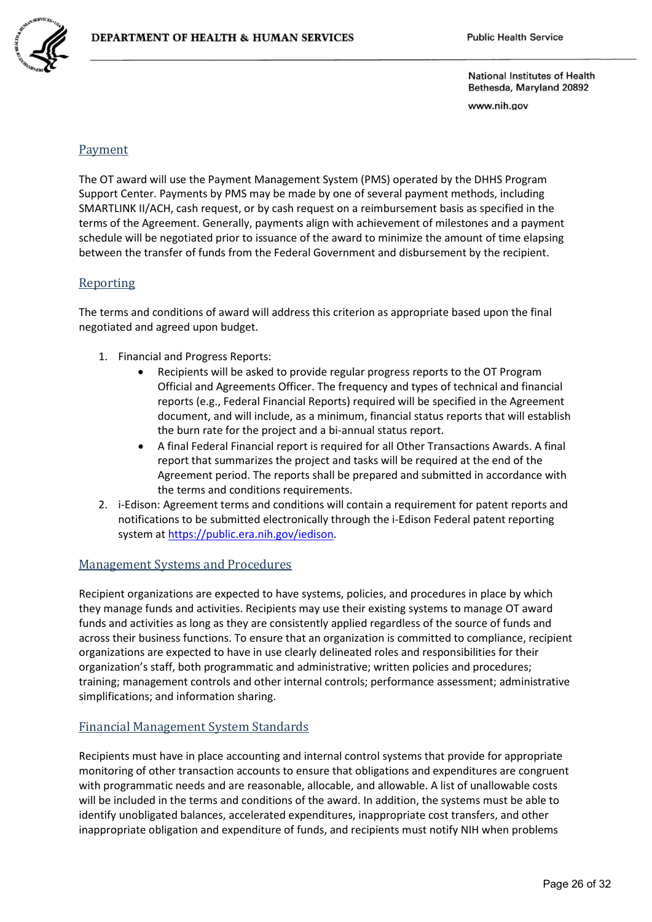## Payment

The OT award will use the Payment Management System (PMS) operated by the DHHS Program Support Center. Payments by PMS may be made by one of several payment methods, including SMARTLINK II/ACH, cash request, or by cash request on a reimbursement basis as specified in the terms of the Agreement. Generally, payments align with achievement of milestones and a payment schedule will be negotiated prior to issuance of the award to minimize the amount of time elapsing between the transfer of funds from the Federal Government and disbursement by the recipient.

## Reporting

The terms and conditions of award will address this criterion as appropriate based upon the final negotiated and agreed upon budget.

1. Financial and Progress Reports:
    - Recipients will be asked to provide regular progress reports to the OT Program Official and Agreements Officer. The frequency and types of technical and financial reports (e.g., Federal Financial Reports) required will be specified in the Agreement document, and will include, as a minimum, financial status reports that will establish the burn rate for the project and a bi-annual status report.
    - A final Federal Financial report is required for all Other Transactions Awards. A final report that summarizes the project and tasks will be required at the end of the Agreement period. The reports shall be prepared and submitted in accordance with the terms and conditions requirements.
2. i-Edison: Agreement terms and conditions will contain a requirement for patent reports and notifications to be submitted electronically through the i-Edison Federal patent reporting system at https://public.era.nih.gov/iedison.

## Management Systems and Procedures

Recipient organizations are expected to have systems, policies, and procedures in place by which they manage funds and activities. Recipients may use their existing systems to manage OT award funds and activities as long as they are consistently applied regardless of the source of funds and across their business functions. To ensure that an organization is committed to compliance, recipient organizations are expected to have in use clearly delineated roles and responsibilities for their organization's staff, both programmatic and administrative; written policies and procedures; training; management controls and other internal controls; performance assessment; administrative simplifications; and information sharing.

## Financial Management System Standards

Recipients must have in place accounting and internal control systems that provide for appropriate monitoring of other transaction accounts to ensure that obligations and expenditures are congruent with programmatic needs and are reasonable, allocable, and allowable. A list of unallowable costs will be included in the terms and conditions of the award. In addition, the systems must be able to identify unobligated balances, accelerated expenditures, inappropriate cost transfers, and other inappropriate obligation and expenditure of funds, and recipients must notify NIH when problems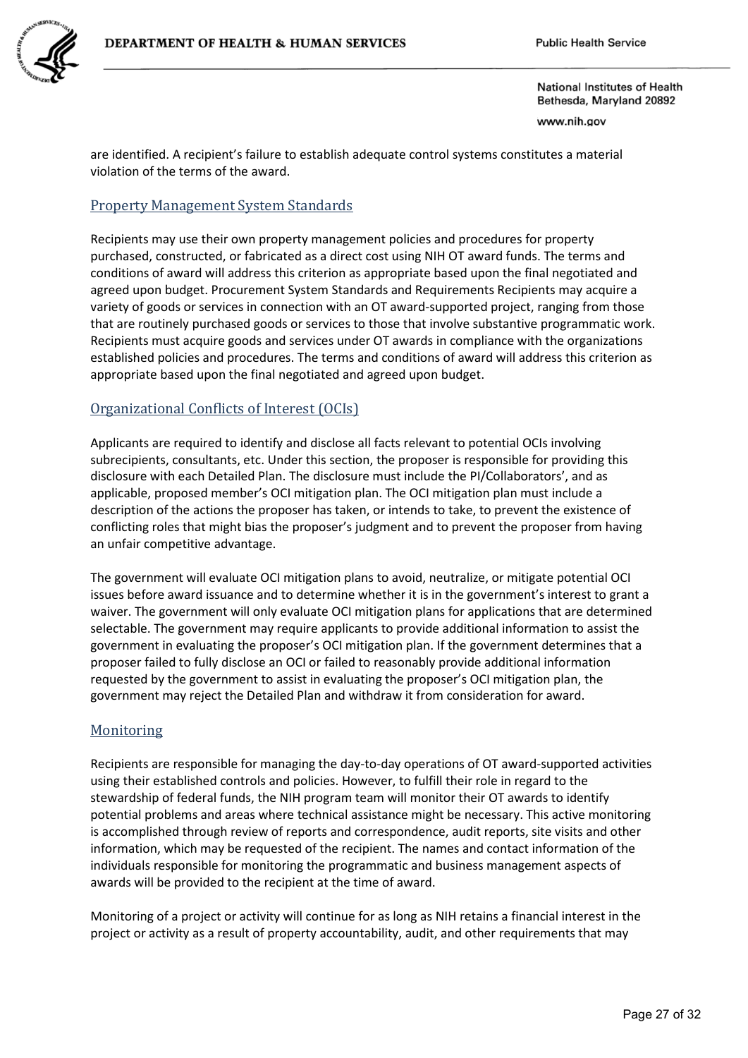are identified. A recipient's failure to establish adequate control systems constitutes a material violation of the terms of the award.

## Property Management System Standards

Recipients may use their own property management policies and procedures for property purchased, constructed, or fabricated as a direct cost using NIH OT award funds. The terms and conditions of award will address this criterion as appropriate based upon the final negotiated and agreed upon budget. Procurement System Standards and Requirements Recipients may acquire a variety of goods or services in connection with an OT award-supported project, ranging from those that are routinely purchased goods or services to those that involve substantive programmatic work. Recipients must acquire goods and services under OT awards in compliance with the organizations established policies and procedures. The terms and conditions of award will address this criterion as appropriate based upon the final negotiated and agreed upon budget.

## Organizational Conflicts of Interest (OCIs)

Applicants are required to identify and disclose all facts relevant to potential OCIs involving subrecipients, consultants, etc. Under this section, the proposer is responsible for providing this disclosure with each Detailed Plan. The disclosure must include the PI/Collaborators', and as applicable, proposed member's OCI mitigation plan. The OCI mitigation plan must include a description of the actions the proposer has taken, or intends to take, to prevent the existence of conflicting roles that might bias the proposer's judgment and to prevent the proposer from having an unfair competitive advantage.

The government will evaluate OCI mitigation plans to avoid, neutralize, or mitigate potential OCI issues before award issuance and to determine whether it is in the government's interest to grant a waiver. The government will only evaluate OCI mitigation plans for applications that are determined selectable. The government may require applicants to provide additional information to assist the government in evaluating the proposer's OCI mitigation plan. If the government determines that a proposer failed to fully disclose an OCI or failed to reasonably provide additional information requested by the government to assist in evaluating the proposer's OCI mitigation plan, the government may reject the Detailed Plan and withdraw it from consideration for award.

## Monitoring

Recipients are responsible for managing the day-to-day operations of OT award-supported activities using their established controls and policies. However, to fulfill their role in regard to the stewardship of federal funds, the NIH program team will monitor their OT awards to identify potential problems and areas where technical assistance might be necessary. This active monitoring is accomplished through review of reports and correspondence, audit reports, site visits and other information, which may be requested of the recipient. The names and contact information of the individuals responsible for monitoring the programmatic and business management aspects of awards will be provided to the recipient at the time of award.

Monitoring of a project or activity will continue for as long as NIH retains a financial interest in the project or activity as a result of property accountability, audit, and other requirements that may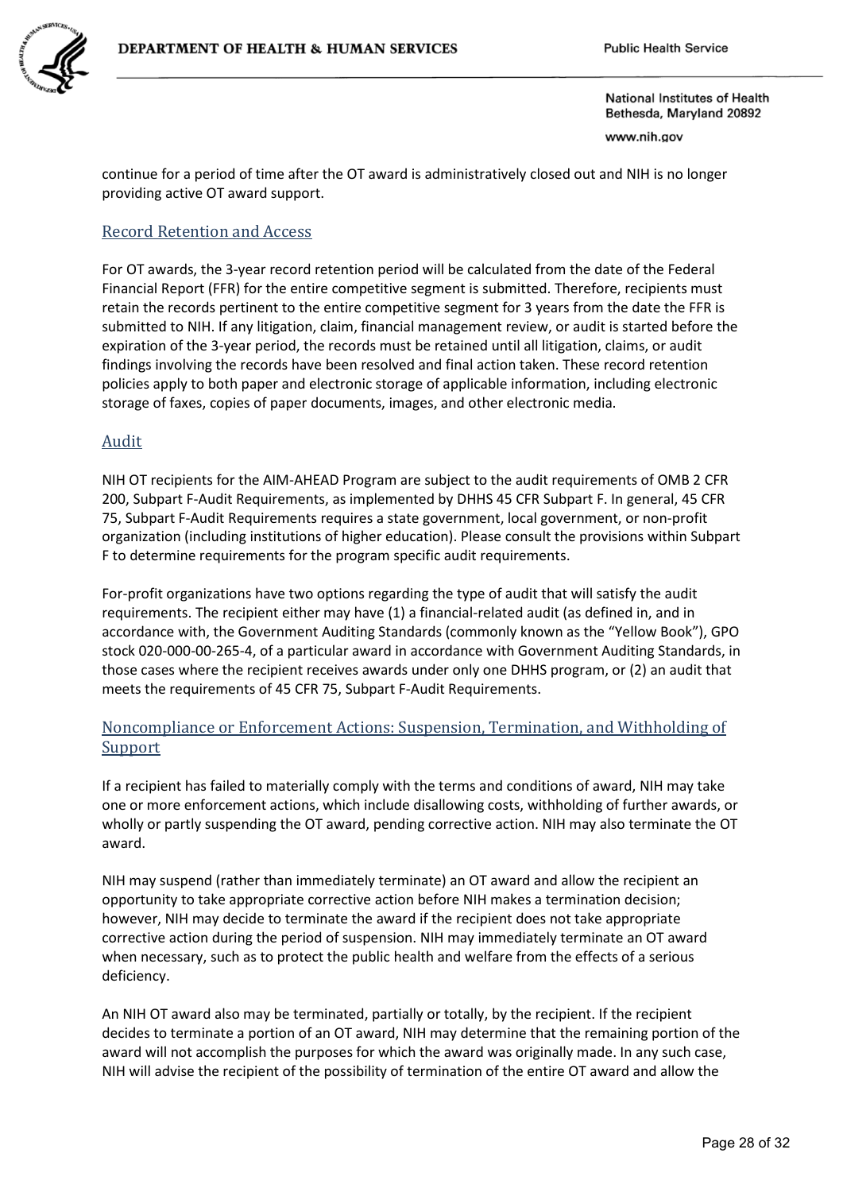continue for a period of time after the OT award is administratively closed out and NIH is no longer providing active OT award support.

## Record Retention and Access

For OT awards, the 3-year record retention period will be calculated from the date of the Federal Financial Report (FFR) for the entire competitive segment is submitted. Therefore, recipients must retain the records pertinent to the entire competitive segment for 3 years from the date the FFR is submitted to NIH. If any litigation, claim, financial management review, or audit is started before the expiration of the 3-year period, the records must be retained until all litigation, claims, or audit findings involving the records have been resolved and final action taken. These record retention policies apply to both paper and electronic storage of applicable information, including electronic storage of faxes, copies of paper documents, images, and other electronic media.

## Audit

NIH OT recipients for the AIM-AHEAD Program are subject to the audit requirements of OMB 2 CFR 200, Subpart F-Audit Requirements, as implemented by DHHS 45 CFR Subpart F. In general, 45 CFR 75, Subpart F-Audit Requirements requires a state government, local government, or non-profit organization (including institutions of higher education). Please consult the provisions within Subpart F to determine requirements for the program specific audit requirements.

For-profit organizations have two options regarding the type of audit that will satisfy the audit requirements. The recipient either may have (1) a financial-related audit (as defined in, and in accordance with, the Government Auditing Standards (commonly known as the "Yellow Book"), GPO stock 020-000-00-265-4, of a particular award in accordance with Government Auditing Standards, in those cases where the recipient receives awards under only one DHHS program, or (2) an audit that meets the requirements of 45 CFR 75, Subpart F-Audit Requirements.

## Noncompliance or Enforcement Actions: Suspension, Termination, and Withholding of Support

If a recipient has failed to materially comply with the terms and conditions of award, NIH may take one or more enforcement actions, which include disallowing costs, withholding of further awards, or wholly or partly suspending the OT award, pending corrective action. NIH may also terminate the OT award.

NIH may suspend (rather than immediately terminate) an OT award and allow the recipient an opportunity to take appropriate corrective action before NIH makes a termination decision; however, NIH may decide to terminate the award if the recipient does not take appropriate corrective action during the period of suspension. NIH may immediately terminate an OT award when necessary, such as to protect the public health and welfare from the effects of a serious deficiency.

An NIH OT award also may be terminated, partially or totally, by the recipient. If the recipient decides to terminate a portion of an OT award, NIH may determine that the remaining portion of the award will not accomplish the purposes for which the award was originally made. In any such case, NIH will advise the recipient of the possibility of termination of the entire OT award and allow the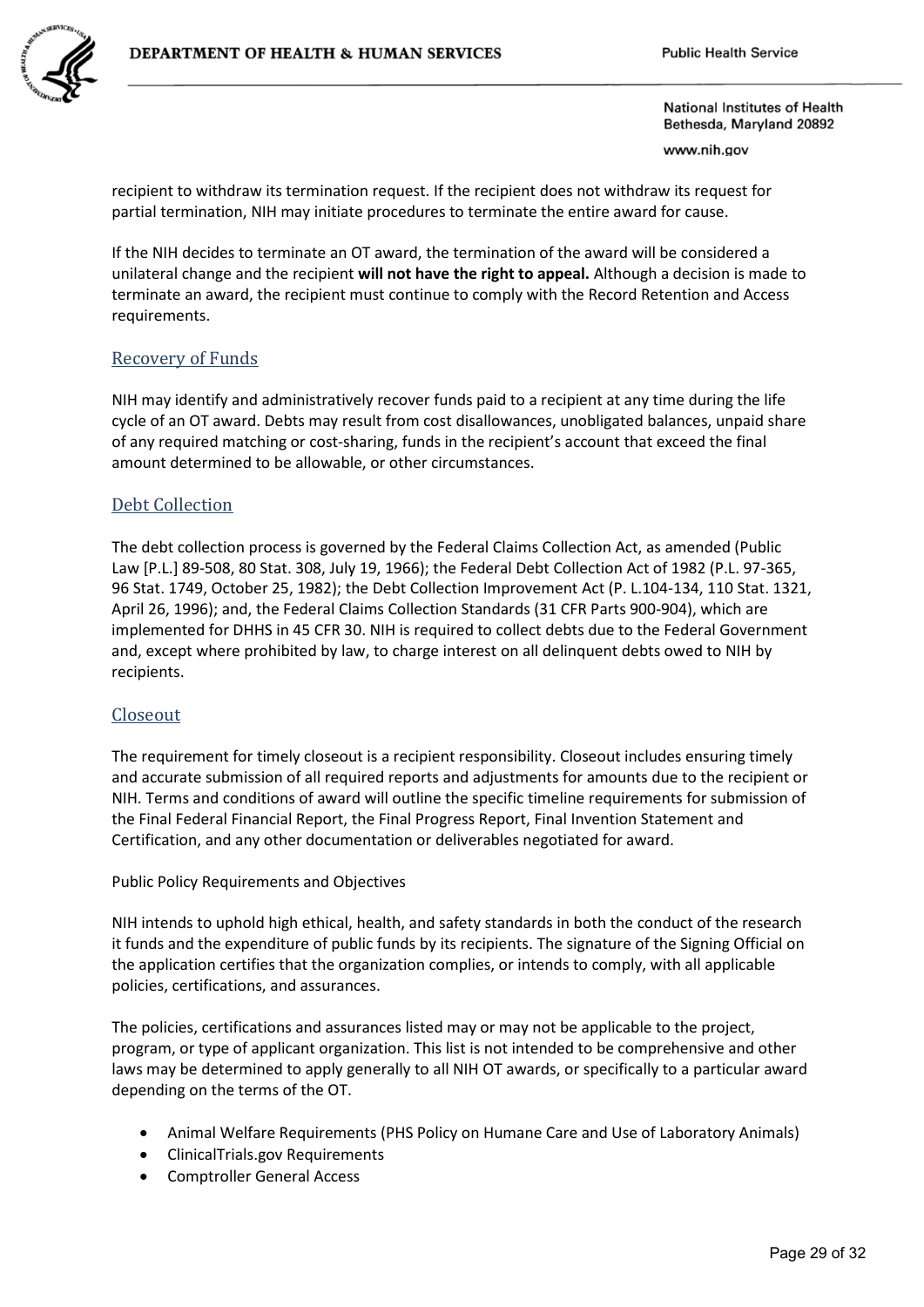recipient to withdraw its termination request. If the recipient does not withdraw its request for partial termination, NIH may initiate procedures to terminate the entire award for cause.

If the NIH decides to terminate an OT award, the termination of the award will be considered a unilateral change and the recipient **will not have the right to appeal.** Although a decision is made to terminate an award, the recipient must continue to comply with the Record Retention and Access requirements.

## Recovery of Funds

NIH may identify and administratively recover funds paid to a recipient at any time during the life cycle of an OT award. Debts may result from cost disallowances, unobligated balances, unpaid share of any required matching or cost-sharing, funds in the recipient's account that exceed the final amount determined to be allowable, or other circumstances.

## Debt Collection

The debt collection process is governed by the Federal Claims Collection Act, as amended (Public Law [P.L.] 89-508, 80 Stat. 308, July 19, 1966); the Federal Debt Collection Act of 1982 (P.L. 97-365, 96 Stat. 1749, October 25, 1982); the Debt Collection Improvement Act (P. L.104-134, 110 Stat. 1321, April 26, 1996); and, the Federal Claims Collection Standards (31 CFR Parts 900-904), which are implemented for DHHS in 45 CFR 30. NIH is required to collect debts due to the Federal Government and, except where prohibited by law, to charge interest on all delinquent debts owed to NIH by recipients.

## Closeout

The requirement for timely closeout is a recipient responsibility. Closeout includes ensuring timely and accurate submission of all required reports and adjustments for amounts due to the recipient or NIH. Terms and conditions of award will outline the specific timeline requirements for submission of the Final Federal Financial Report, the Final Progress Report, Final Invention Statement and Certification, and any other documentation or deliverables negotiated for award.

Public Policy Requirements and Objectives

NIH intends to uphold high ethical, health, and safety standards in both the conduct of the research it funds and the expenditure of public funds by its recipients. The signature of the Signing Official on the application certifies that the organization complies, or intends to comply, with all applicable policies, certifications, and assurances.

The policies, certifications and assurances listed may or may not be applicable to the project, program, or type of applicant organization. This list is not intended to be comprehensive and other laws may be determined to apply generally to all NIH OT awards, or specifically to a particular award depending on the terms of the OT.

- Animal Welfare Requirements (PHS Policy on Humane Care and Use of Laboratory Animals)
- ClinicalTrials.gov Requirements
- Comptroller General Access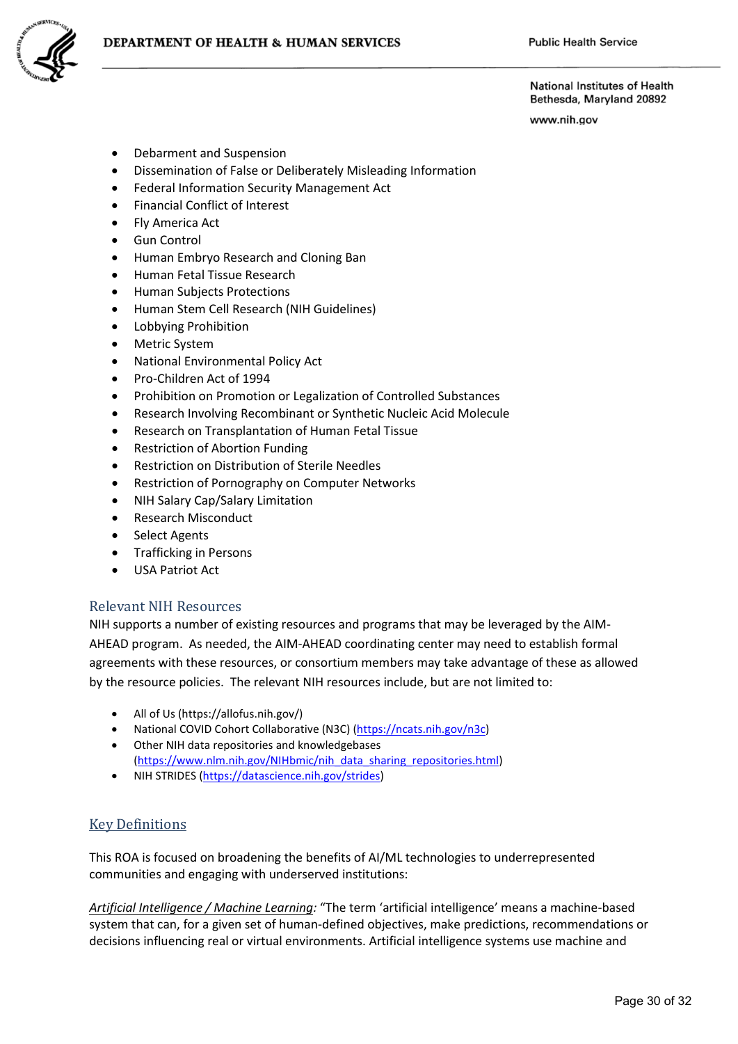- Debarment and Suspension
- Dissemination of False or Deliberately Misleading Information
- Federal Information Security Management Act
- Financial Conflict of Interest
- Fly America Act
- Gun Control
- Human Embryo Research and Cloning Ban
- Human Fetal Tissue Research
- Human Subjects Protections
- Human Stem Cell Research (NIH Guidelines)
- Lobbying Prohibition
- Metric System
- National Environmental Policy Act
- Pro-Children Act of 1994
- Prohibition on Promotion or Legalization of Controlled Substances
- Research Involving Recombinant or Synthetic Nucleic Acid Molecule
- Research on Transplantation of Human Fetal Tissue
- Restriction of Abortion Funding
- Restriction on Distribution of Sterile Needles
- Restriction of Pornography on Computer Networks
- NIH Salary Cap/Salary Limitation
- Research Misconduct
- Select Agents
- Trafficking in Persons
- USA Patriot Act

## Relevant NIH Resources

NIH supports a number of existing resources and programs that may be leveraged by the AIM-AHEAD program. As needed, the AIM-AHEAD coordinating center may need to establish formal agreements with these resources, or consortium members may take advantage of these as allowed by the resource policies. The relevant NIH resources include, but are not limited to:

- All of Us (https://allofus.nih.gov/)
- National COVID Cohort Collaborative (N3C) (https://ncats.nih.gov/n3c)
- Other NIH data repositories and knowledgebases (https://www.nlm.nih.gov/NIHbmic/nih_data_sharing_repositories.html)
- NIH STRIDES (https://datascience.nih.gov/strides)

## Key Definitions

This ROA is focused on broadening the benefits of AI/ML technologies to underrepresented communities and engaging with underserved institutions:

*Artificial Intelligence / Machine Learning:* "The term 'artificial intelligence' means a machine-based system that can, for a given set of human-defined objectives, make predictions, recommendations or decisions influencing real or virtual environments. Artificial intelligence systems use machine and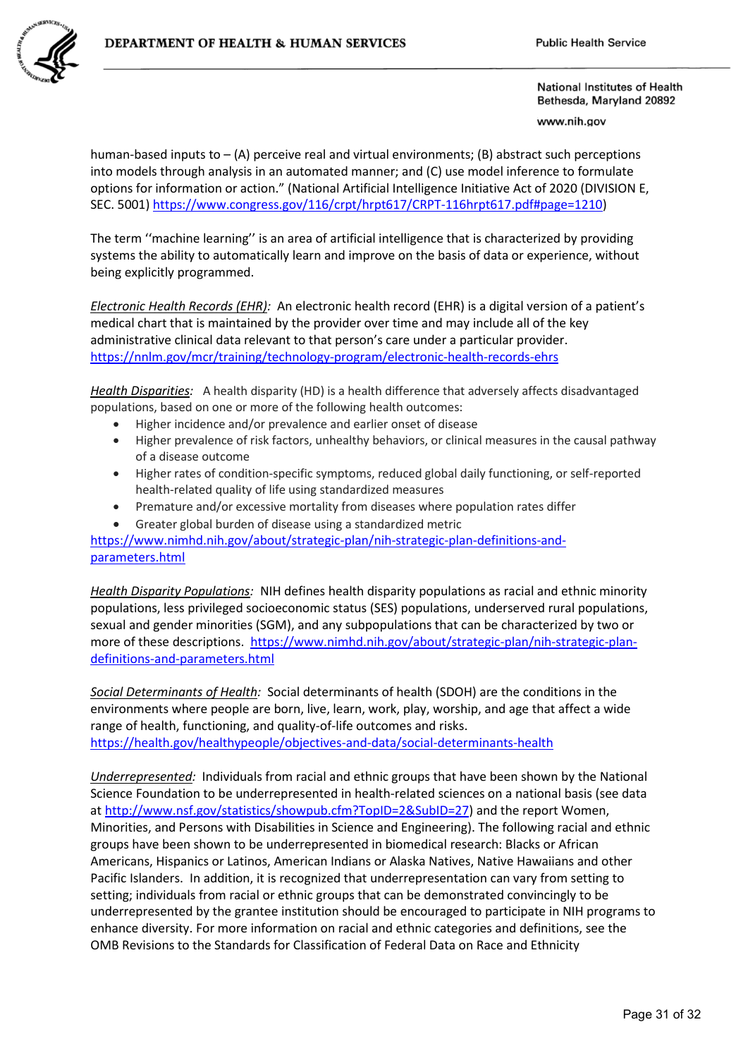human-based inputs to – (A) perceive real and virtual environments; (B) abstract such perceptions into models through analysis in an automated manner; and (C) use model inference to formulate options for information or action." (National Artificial Intelligence Initiative Act of 2020 (DIVISION E, SEC. 5001) https://www.congress.gov/116/crpt/hrpt617/CRPT-116hrpt617.pdf#page=1210)

The term ''machine learning'' is an area of artificial intelligence that is characterized by providing systems the ability to automatically learn and improve on the basis of data or experience, without being explicitly programmed.

*Electronic Health Records (EHR):* An electronic health record (EHR) is a digital version of a patient's medical chart that is maintained by the provider over time and may include all of the key administrative clinical data relevant to that person's care under a particular provider. https://nnlm.gov/mcr/training/technology-program/electronic-health-records-ehrs

*Health Disparities:* A health disparity (HD) is a health difference that adversely affects disadvantaged populations, based on one or more of the following health outcomes:

- Higher incidence and/or prevalence and earlier onset of disease
- Higher prevalence of risk factors, unhealthy behaviors, or clinical measures in the causal pathway of a disease outcome
- Higher rates of condition-specific symptoms, reduced global daily functioning, or self-reported health-related quality of life using standardized measures
- Premature and/or excessive mortality from diseases where population rates differ
- Greater global burden of disease using a standardized metric

https://www.nimhd.nih.gov/about/strategic-plan/nih-strategic-plan-definitions-and-parameters.html

*Health Disparity Populations:* NIH defines health disparity populations as racial and ethnic minority populations, less privileged socioeconomic status (SES) populations, underserved rural populations, sexual and gender minorities (SGM), and any subpopulations that can be characterized by two or more of these descriptions. https://www.nimhd.nih.gov/about/strategic-plan/nih-strategic-plan-definitions-and-parameters.html

*Social Determinants of Health:* Social determinants of health (SDOH) are the conditions in the environments where people are born, live, learn, work, play, worship, and age that affect a wide range of health, functioning, and quality-of-life outcomes and risks. https://health.gov/healthypeople/objectives-and-data/social-determinants-health

*Underrepresented:* Individuals from racial and ethnic groups that have been shown by the National Science Foundation to be underrepresented in health-related sciences on a national basis (see data at http://www.nsf.gov/statistics/showpub.cfm?TopID=2&SubID=27) and the report Women, Minorities, and Persons with Disabilities in Science and Engineering). The following racial and ethnic groups have been shown to be underrepresented in biomedical research: Blacks or African Americans, Hispanics or Latinos, American Indians or Alaska Natives, Native Hawaiians and other Pacific Islanders. In addition, it is recognized that underrepresentation can vary from setting to setting; individuals from racial or ethnic groups that can be demonstrated convincingly to be underrepresented by the grantee institution should be encouraged to participate in NIH programs to enhance diversity. For more information on racial and ethnic categories and definitions, see the OMB Revisions to the Standards for Classification of Federal Data on Race and Ethnicity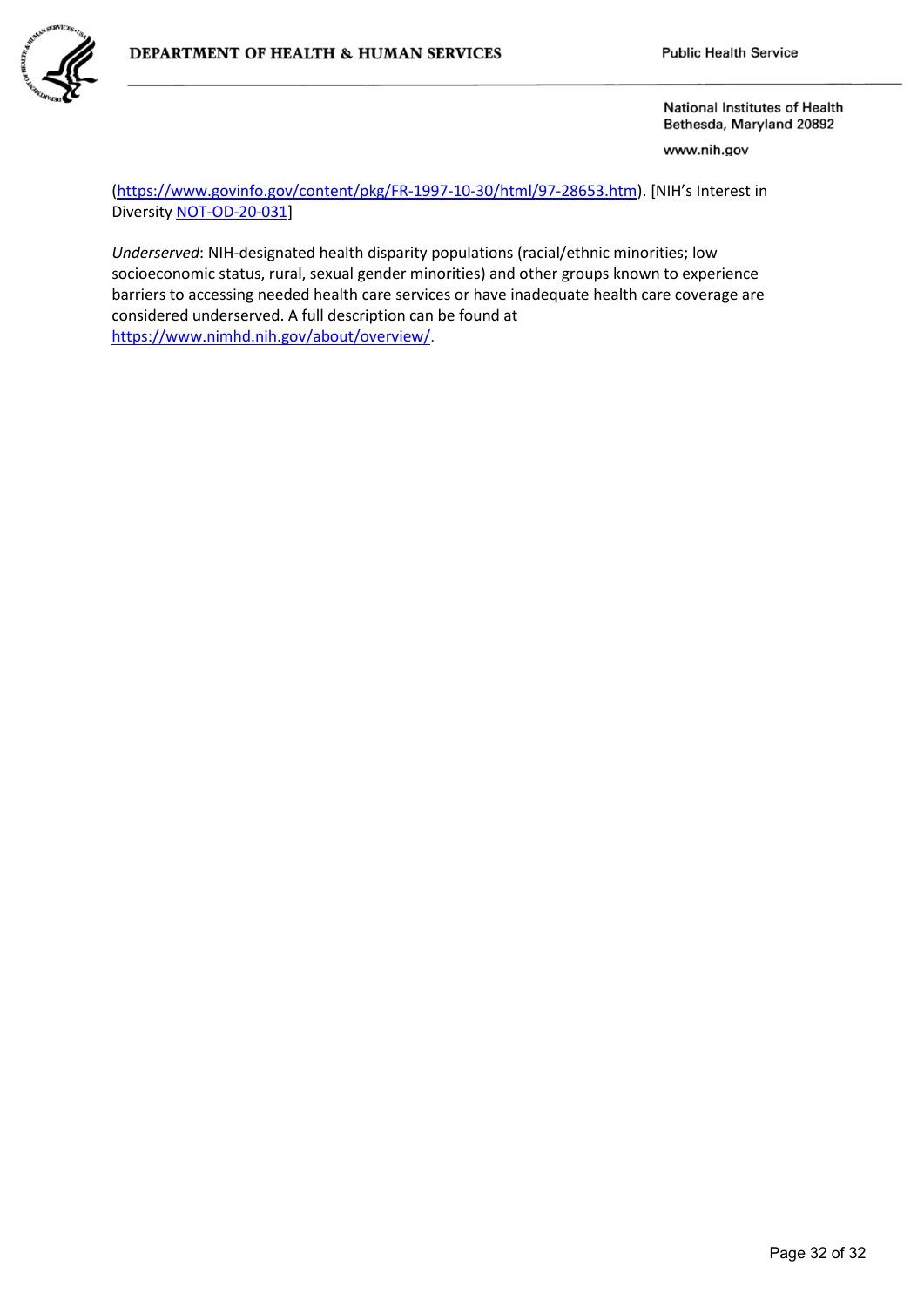(https://www.govinfo.gov/content/pkg/FR-1997-10-30/html/97-28653.htm). [NIH's Interest in Diversity NOT-OD-20-031]

*Underserved*: NIH-designated health disparity populations (racial/ethnic minorities; low socioeconomic status, rural, sexual gender minorities) and other groups known to experience barriers to accessing needed health care services or have inadequate health care coverage are considered underserved. A full description can be found at https://www.nimhd.nih.gov/about/overview/.